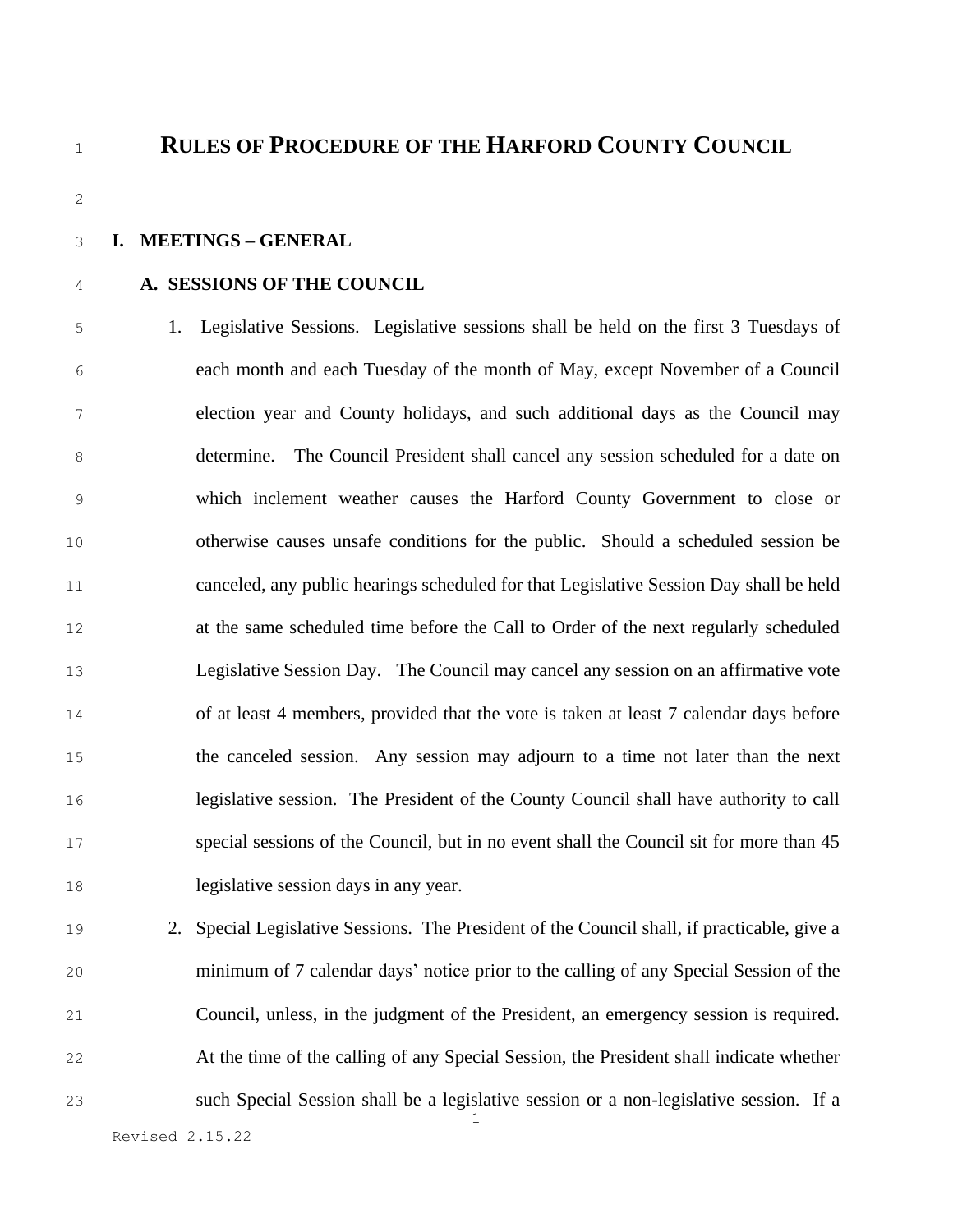# RULES OF PROCEDURE OF THE HARFORD COUNTY COUNCIL

## I. MEETINGS – GENERAL

### A. SESSIONS OF THE COUNCIL

1. Legislative Sessions. Legislative sessions shall be held on the first 3 Tuesdays of each month and each Tuesday of the month of May, except November of a Council election year and County holidays, and such additional days as the Council may determine. The Council President shall cancel any session scheduled for a date on which inclement weather causes the Harford County Government to close or otherwise causes unsafe conditions for the public. Should a scheduled session be canceled, any public hearings scheduled for that Legislative Session Day shall be held at the same scheduled time before the Call to Order of the next regularly scheduled Legislative Session Day. The Council may cancel any session on an affirmative vote of at least 4 members, provided that the vote is taken at least 7 calendar days before the canceled session. Any session may adjourn to a time not later than the next legislative session. The President of the County Council shall have authority to call special sessions of the Council, but in no event shall the Council sit for more than 45 legislative session days in any year.

2. Special Legislative Sessions. The President of the Council shall, if practicable, give a minimum of 7 calendar days' notice prior to the calling of any Special Session of the Council, unless, in the judgment of the President, an emergency session is required. At the time of the calling of any Special Session, the President shall indicate whether such Special Session shall be a legislative session or a non-legislative session. If a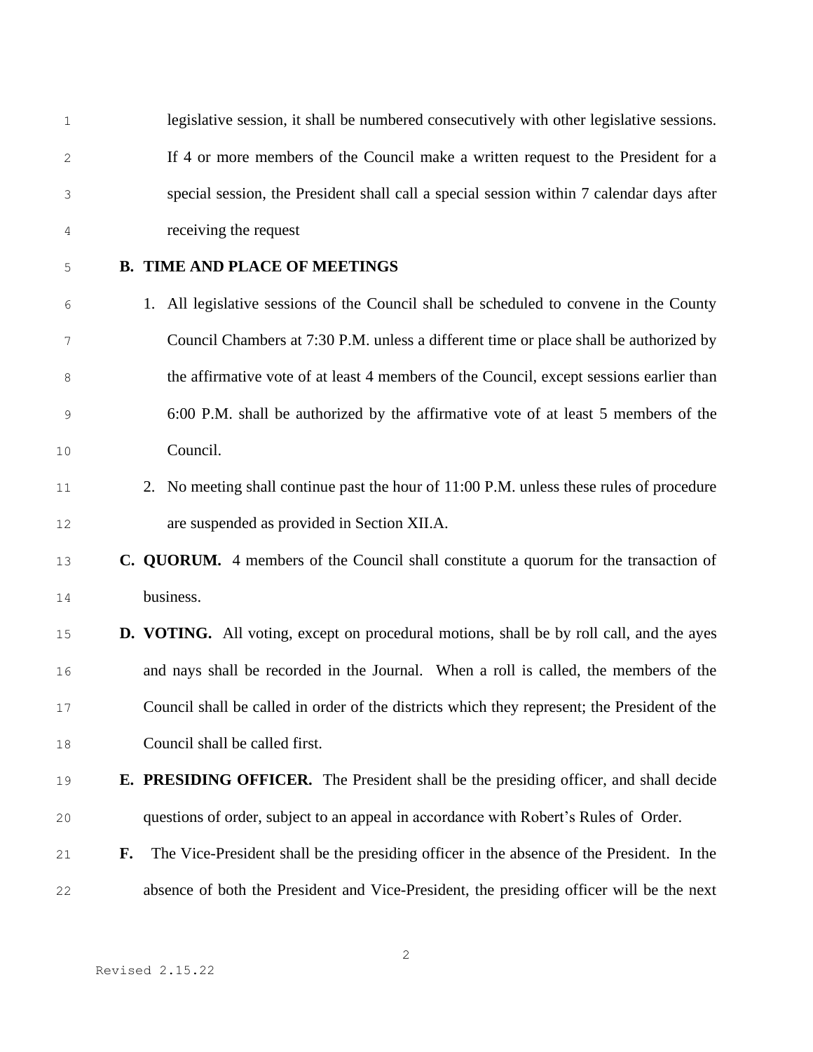legislative session, it shall be numbered consecutively with other legislative sessions. If 4 or more members of the Council make a written request to the President for a special session, the President shall call a special session within 7 calendar days after receiving the request

**B. TIME AND PLACE OF MEETINGS**

1. All legislative sessions of the Council shall be scheduled to convene in the County Council Chambers at 7:30 P.M. unless a different time or place shall be authorized by the affirmative vote of at least 4 members of the Council, except sessions earlier than 6:00 P.M. shall be authorized by the affirmative vote of at least 5 members of the Council.
2. No meeting shall continue past the hour of 11:00 P.M. unless these rules of procedure are suspended as provided in Section XII.A.

**C. QUORUM.** 4 members of the Council shall constitute a quorum for the transaction of business.

**D. VOTING.** All voting, except on procedural motions, shall be by roll call, and the ayes and nays shall be recorded in the Journal. When a roll is called, the members of the Council shall be called in order of the districts which they represent; the President of the Council shall be called first.

**E. PRESIDING OFFICER.** The President shall be the presiding officer, and shall decide questions of order, subject to an appeal in accordance with Robert's Rules of Order.

**F.** The Vice-President shall be the presiding officer in the absence of the President. In the absence of both the President and Vice-President, the presiding officer will be the next

Revised 2.15.22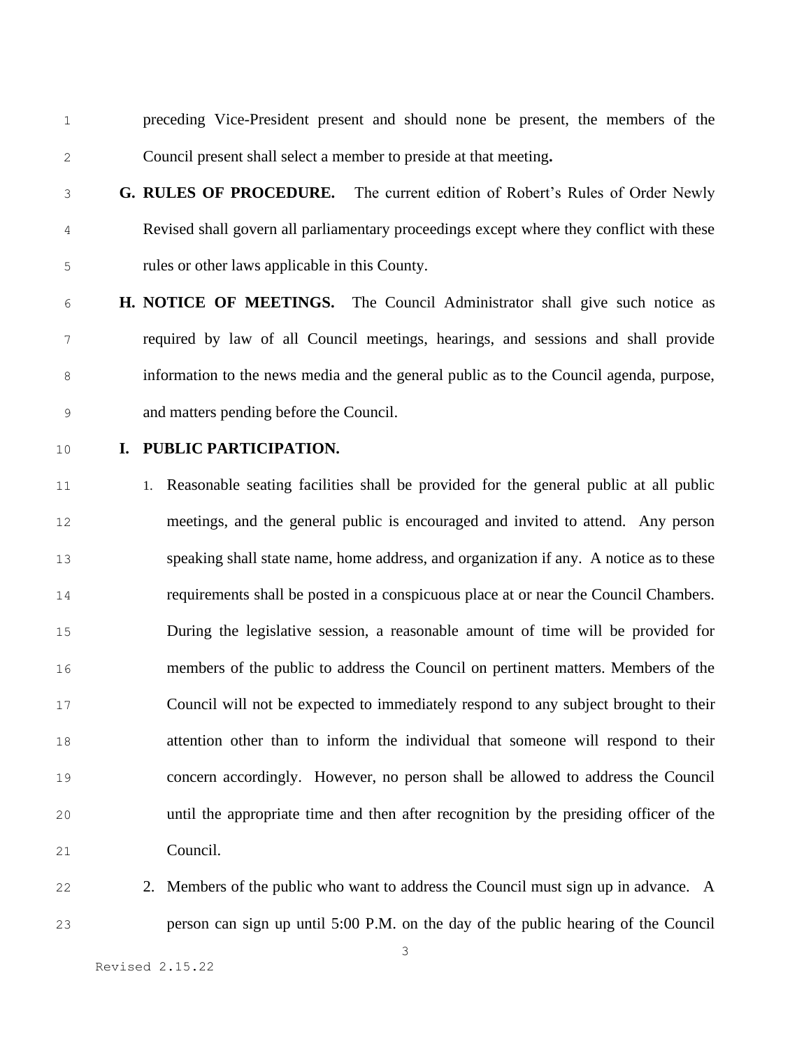preceding Vice-President present and should none be present, the members of the Council present shall select a member to preside at that meeting**.**

**G. RULES OF PROCEDURE.** The current edition of Robert's Rules of Order Newly Revised shall govern all parliamentary proceedings except where they conflict with these rules or other laws applicable in this County.

**H. NOTICE OF MEETINGS.** The Council Administrator shall give such notice as required by law of all Council meetings, hearings, and sessions and shall provide information to the news media and the general public as to the Council agenda, purpose, and matters pending before the Council.

**I. PUBLIC PARTICIPATION.**

1. Reasonable seating facilities shall be provided for the general public at all public meetings, and the general public is encouraged and invited to attend. Any person speaking shall state name, home address, and organization if any. A notice as to these requirements shall be posted in a conspicuous place at or near the Council Chambers. During the legislative session, a reasonable amount of time will be provided for members of the public to address the Council on pertinent matters. Members of the Council will not be expected to immediately respond to any subject brought to their attention other than to inform the individual that someone will respond to their concern accordingly. However, no person shall be allowed to address the Council until the appropriate time and then after recognition by the presiding officer of the Council.

2. Members of the public who want to address the Council must sign up in advance. A person can sign up until 5:00 P.M. on the day of the public hearing of the Council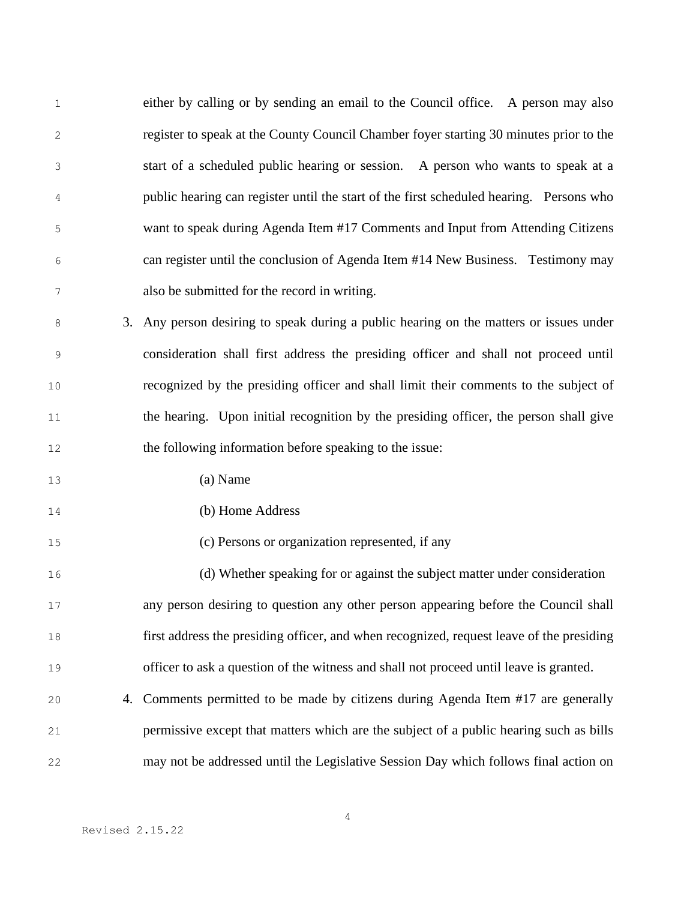either by calling or by sending an email to the Council office. A person may also register to speak at the County Council Chamber foyer starting 30 minutes prior to the start of a scheduled public hearing or session. A person who wants to speak at a public hearing can register until the start of the first scheduled hearing. Persons who want to speak during Agenda Item #17 Comments and Input from Attending Citizens can register until the conclusion of Agenda Item #14 New Business. Testimony may also be submitted for the record in writing.

3. Any person desiring to speak during a public hearing on the matters or issues under consideration shall first address the presiding officer and shall not proceed until recognized by the presiding officer and shall limit their comments to the subject of the hearing. Upon initial recognition by the presiding officer, the person shall give the following information before speaking to the issue:

   (a) Name

   (b) Home Address

   (c) Persons or organization represented, if any

   (d) Whether speaking for or against the subject matter under consideration

   any person desiring to question any other person appearing before the Council shall first address the presiding officer, and when recognized, request leave of the presiding officer to ask a question of the witness and shall not proceed until leave is granted.

4. Comments permitted to be made by citizens during Agenda Item #17 are generally permissive except that matters which are the subject of a public hearing such as bills may not be addressed until the Legislative Session Day which follows final action on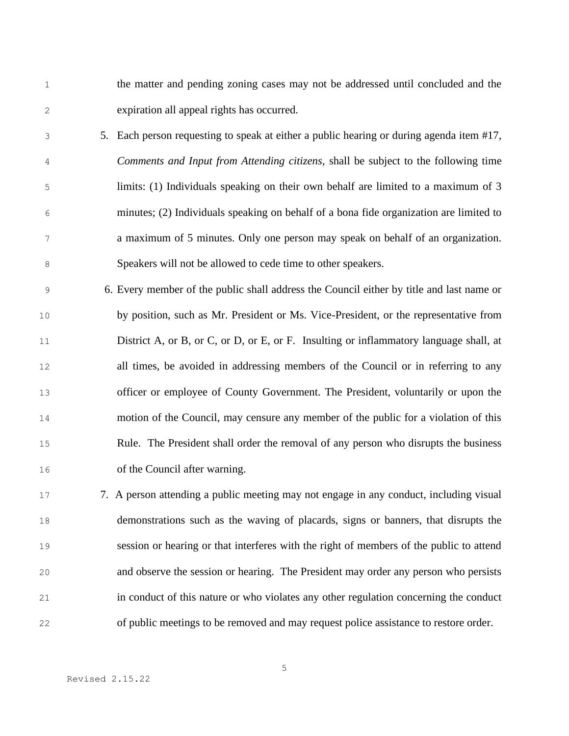the matter and pending zoning cases may not be addressed until concluded and the expiration all appeal rights has occurred.

5. Each person requesting to speak at either a public hearing or during agenda item #17, *Comments and Input from Attending citizens*, shall be subject to the following time limits: (1) Individuals speaking on their own behalf are limited to a maximum of 3 minutes; (2) Individuals speaking on behalf of a bona fide organization are limited to a maximum of 5 minutes. Only one person may speak on behalf of an organization. Speakers will not be allowed to cede time to other speakers.

6. Every member of the public shall address the Council either by title and last name or by position, such as Mr. President or Ms. Vice-President, or the representative from District A, or B, or C, or D, or E, or F. Insulting or inflammatory language shall, at all times, be avoided in addressing members of the Council or in referring to any officer or employee of County Government. The President, voluntarily or upon the motion of the Council, may censure any member of the public for a violation of this Rule. The President shall order the removal of any person who disrupts the business of the Council after warning.

7. A person attending a public meeting may not engage in any conduct, including visual demonstrations such as the waving of placards, signs or banners, that disrupts the session or hearing or that interferes with the right of members of the public to attend and observe the session or hearing. The President may order any person who persists in conduct of this nature or who violates any other regulation concerning the conduct of public meetings to be removed and may request police assistance to restore order.

Revised 2.15.22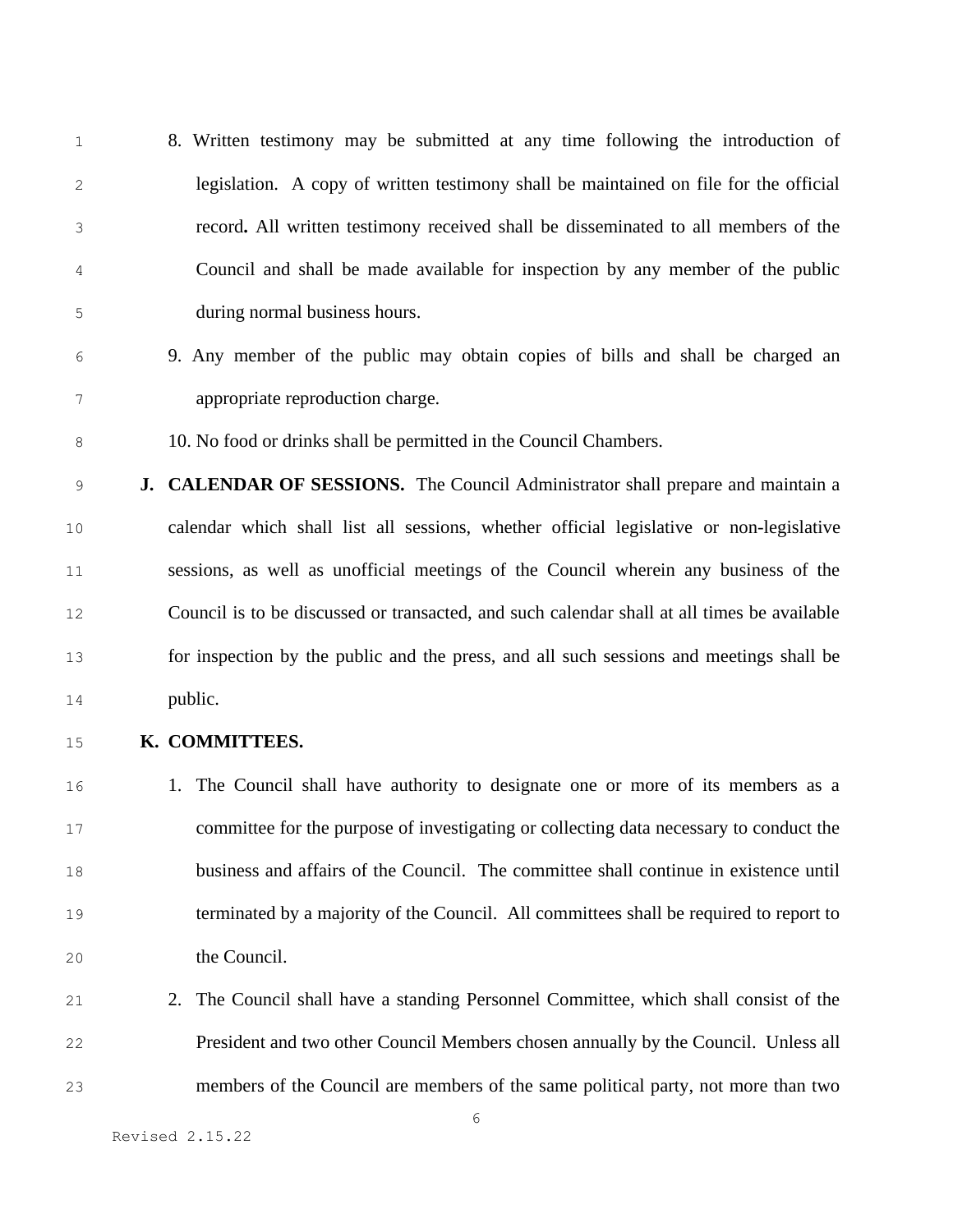8. Written testimony may be submitted at any time following the introduction of legislation. A copy of written testimony shall be maintained on file for the official record**.** All written testimony received shall be disseminated to all members of the Council and shall be made available for inspection by any member of the public during normal business hours.

9. Any member of the public may obtain copies of bills and shall be charged an appropriate reproduction charge.

10. No food or drinks shall be permitted in the Council Chambers.

**J. CALENDAR OF SESSIONS.** The Council Administrator shall prepare and maintain a calendar which shall list all sessions, whether official legislative or non-legislative sessions, as well as unofficial meetings of the Council wherein any business of the Council is to be discussed or transacted, and such calendar shall at all times be available for inspection by the public and the press, and all such sessions and meetings shall be public.

**K. COMMITTEES.**

1. The Council shall have authority to designate one or more of its members as a committee for the purpose of investigating or collecting data necessary to conduct the business and affairs of the Council. The committee shall continue in existence until terminated by a majority of the Council. All committees shall be required to report to the Council.

2. The Council shall have a standing Personnel Committee, which shall consist of the President and two other Council Members chosen annually by the Council. Unless all members of the Council are members of the same political party, not more than two

Revised 2.15.22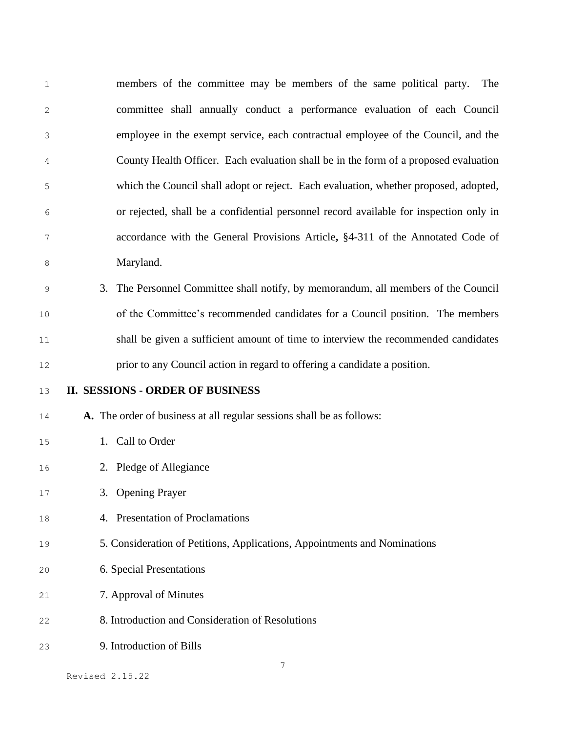members of the committee may be members of the same political party. The committee shall annually conduct a performance evaluation of each Council employee in the exempt service, each contractual employee of the Council, and the County Health Officer. Each evaluation shall be in the form of a proposed evaluation which the Council shall adopt or reject. Each evaluation, whether proposed, adopted, or rejected, shall be a confidential personnel record available for inspection only in accordance with the General Provisions Article**,** §4-311 of the Annotated Code of Maryland.

3. The Personnel Committee shall notify, by memorandum, all members of the Council of the Committee's recommended candidates for a Council position. The members shall be given a sufficient amount of time to interview the recommended candidates prior to any Council action in regard to offering a candidate a position.

## II. SESSIONS - ORDER OF BUSINESS

**A.** The order of business at all regular sessions shall be as follows:

1. Call to Order
2. Pledge of Allegiance
3. Opening Prayer
4. Presentation of Proclamations
5. Consideration of Petitions, Applications, Appointments and Nominations
6. Special Presentations
7. Approval of Minutes
8. Introduction and Consideration of Resolutions
9. Introduction of Bills

Revised 2.15.22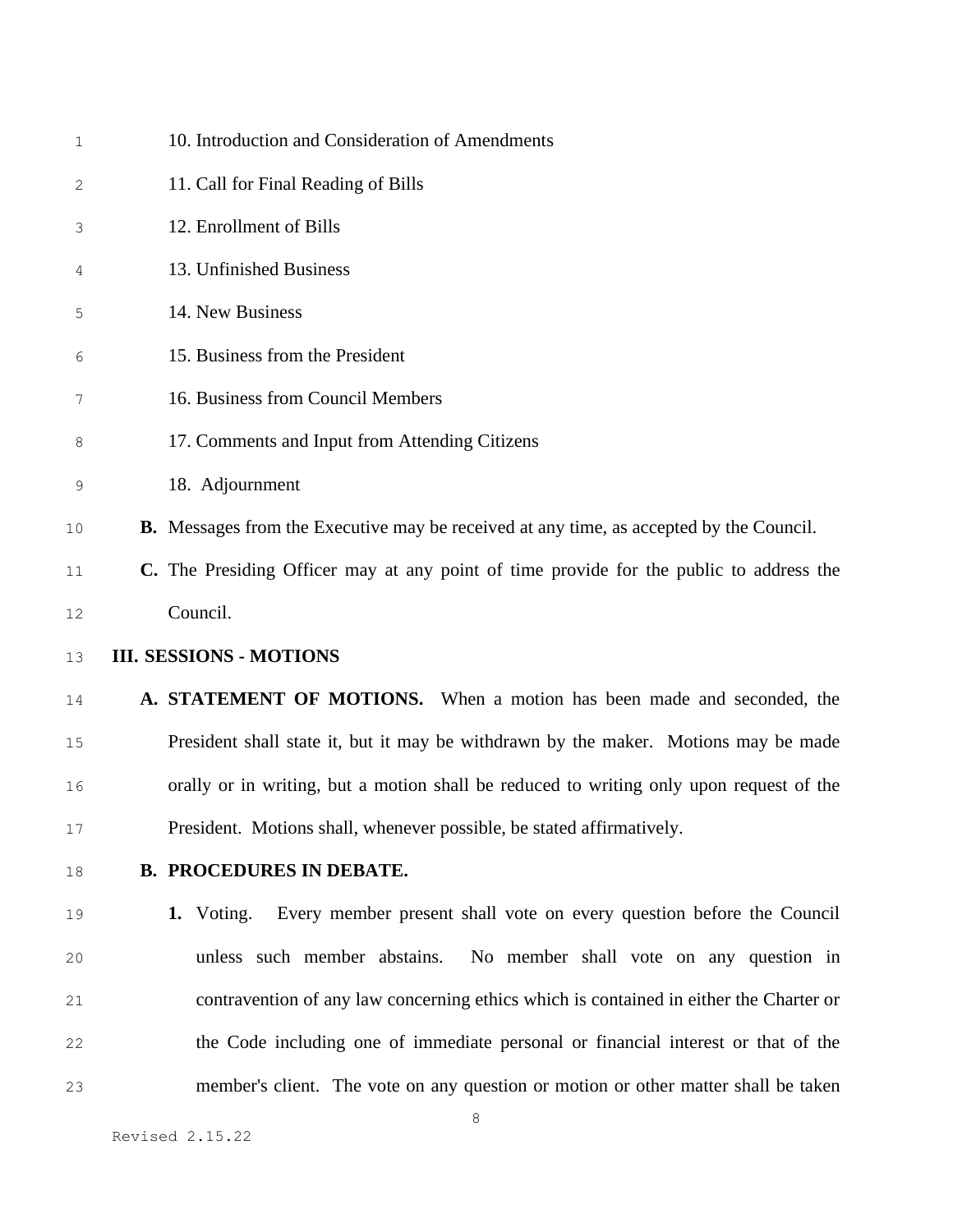10. Introduction and Consideration of Amendments
11. Call for Final Reading of Bills
12. Enrollment of Bills
13. Unfinished Business
14. New Business
15. Business from the President
16. Business from Council Members
17. Comments and Input from Attending Citizens
18. Adjournment

**B.** Messages from the Executive may be received at any time, as accepted by the Council.

**C.** The Presiding Officer may at any point of time provide for the public to address the Council.

## III. SESSIONS - MOTIONS

**A. STATEMENT OF MOTIONS.** When a motion has been made and seconded, the President shall state it, but it may be withdrawn by the maker. Motions may be made orally or in writing, but a motion shall be reduced to writing only upon request of the President. Motions shall, whenever possible, be stated affirmatively.

**B. PROCEDURES IN DEBATE.**

**1.** Voting. Every member present shall vote on every question before the Council unless such member abstains. No member shall vote on any question in contravention of any law concerning ethics which is contained in either the Charter or the Code including one of immediate personal or financial interest or that of the member's client. The vote on any question or motion or other matter shall be taken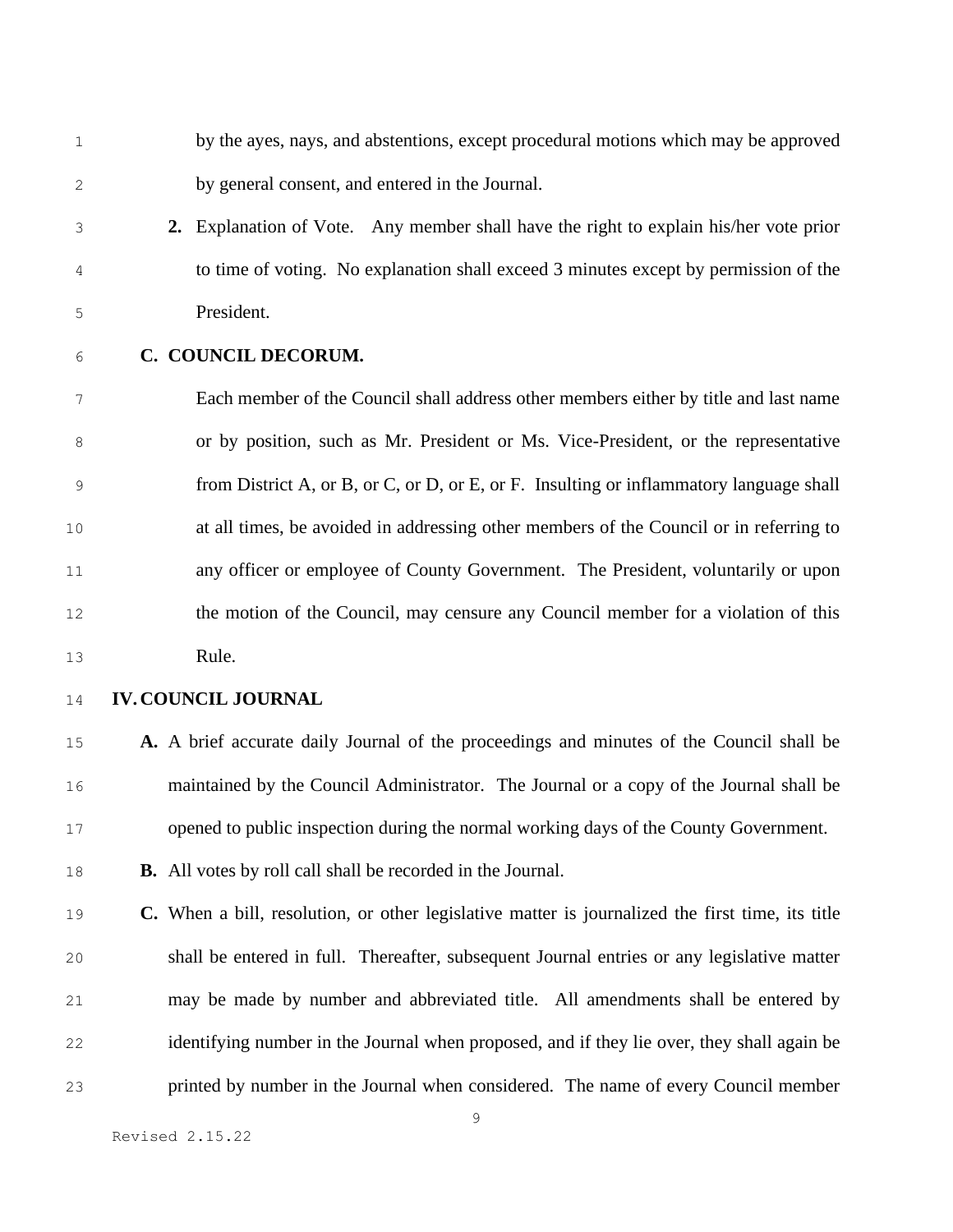by the ayes, nays, and abstentions, except procedural motions which may be approved by general consent, and entered in the Journal.

2. Explanation of Vote. Any member shall have the right to explain his/her vote prior to time of voting. No explanation shall exceed 3 minutes except by permission of the President.

**C. COUNCIL DECORUM.**

Each member of the Council shall address other members either by title and last name or by position, such as Mr. President or Ms. Vice-President, or the representative from District A, or B, or C, or D, or E, or F. Insulting or inflammatory language shall at all times, be avoided in addressing other members of the Council or in referring to any officer or employee of County Government. The President, voluntarily or upon the motion of the Council, may censure any Council member for a violation of this Rule.

## IV. COUNCIL JOURNAL

**A.** A brief accurate daily Journal of the proceedings and minutes of the Council shall be maintained by the Council Administrator. The Journal or a copy of the Journal shall be opened to public inspection during the normal working days of the County Government.

**B.** All votes by roll call shall be recorded in the Journal.

**C.** When a bill, resolution, or other legislative matter is journalized the first time, its title shall be entered in full. Thereafter, subsequent Journal entries or any legislative matter may be made by number and abbreviated title. All amendments shall be entered by identifying number in the Journal when proposed, and if they lie over, they shall again be printed by number in the Journal when considered. The name of every Council member

Revised 2.15.22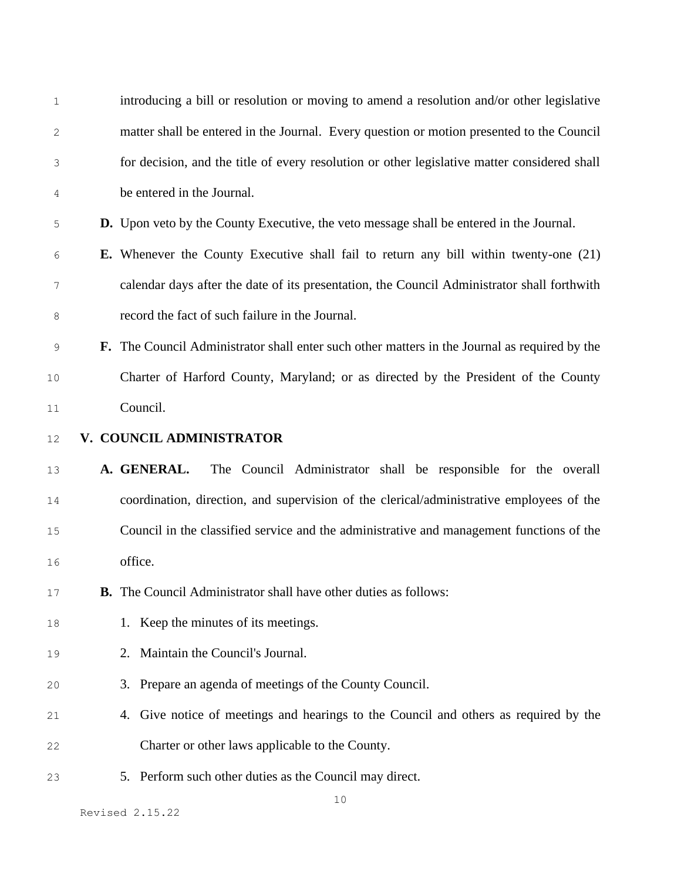introducing a bill or resolution or moving to amend a resolution and/or other legislative matter shall be entered in the Journal. Every question or motion presented to the Council for decision, and the title of every resolution or other legislative matter considered shall be entered in the Journal.

**D.** Upon veto by the County Executive, the veto message shall be entered in the Journal.

**E.** Whenever the County Executive shall fail to return any bill within twenty-one (21) calendar days after the date of its presentation, the Council Administrator shall forthwith record the fact of such failure in the Journal.

**F.** The Council Administrator shall enter such other matters in the Journal as required by the Charter of Harford County, Maryland; or as directed by the President of the County Council.

## V. COUNCIL ADMINISTRATOR

**A. GENERAL.** The Council Administrator shall be responsible for the overall coordination, direction, and supervision of the clerical/administrative employees of the Council in the classified service and the administrative and management functions of the office.

**B.** The Council Administrator shall have other duties as follows:

1. Keep the minutes of its meetings.
2. Maintain the Council's Journal.
3. Prepare an agenda of meetings of the County Council.
4. Give notice of meetings and hearings to the Council and others as required by the Charter or other laws applicable to the County.
5. Perform such other duties as the Council may direct.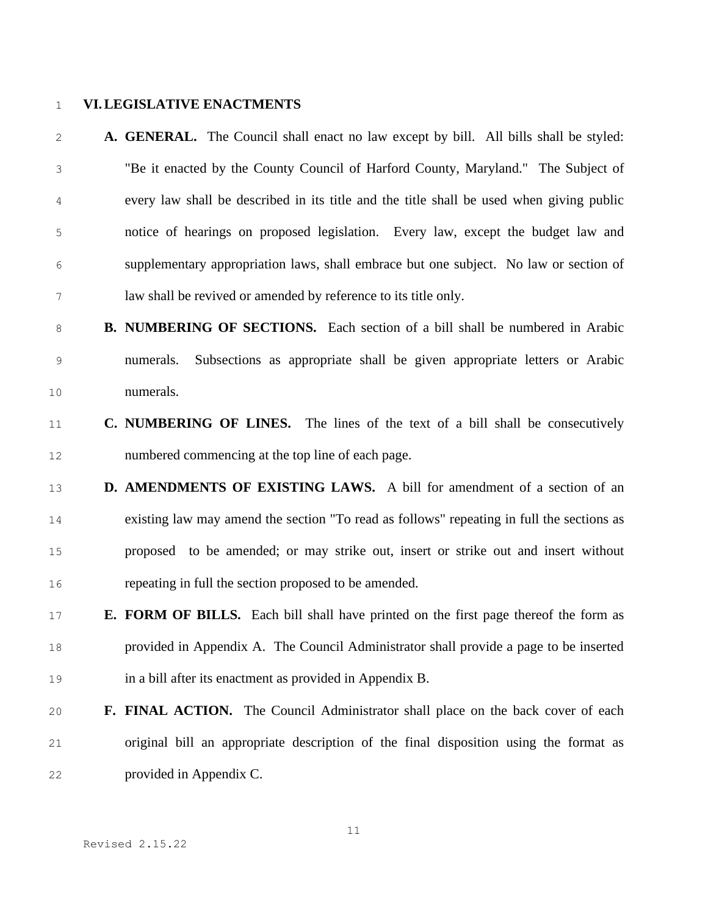## VI. LEGISLATIVE ENACTMENTS

**A. GENERAL.** The Council shall enact no law except by bill. All bills shall be styled: "Be it enacted by the County Council of Harford County, Maryland." The Subject of every law shall be described in its title and the title shall be used when giving public notice of hearings on proposed legislation. Every law, except the budget law and supplementary appropriation laws, shall embrace but one subject. No law or section of law shall be revived or amended by reference to its title only.

**B. NUMBERING OF SECTIONS.** Each section of a bill shall be numbered in Arabic numerals. Subsections as appropriate shall be given appropriate letters or Arabic numerals.

**C. NUMBERING OF LINES.** The lines of the text of a bill shall be consecutively numbered commencing at the top line of each page.

**D. AMENDMENTS OF EXISTING LAWS.** A bill for amendment of a section of an existing law may amend the section "To read as follows" repeating in full the sections as proposed to be amended; or may strike out, insert or strike out and insert without repeating in full the section proposed to be amended.

**E. FORM OF BILLS.** Each bill shall have printed on the first page thereof the form as provided in Appendix A. The Council Administrator shall provide a page to be inserted in a bill after its enactment as provided in Appendix B.

**F. FINAL ACTION.** The Council Administrator shall place on the back cover of each original bill an appropriate description of the final disposition using the format as provided in Appendix C.

Revised 2.15.22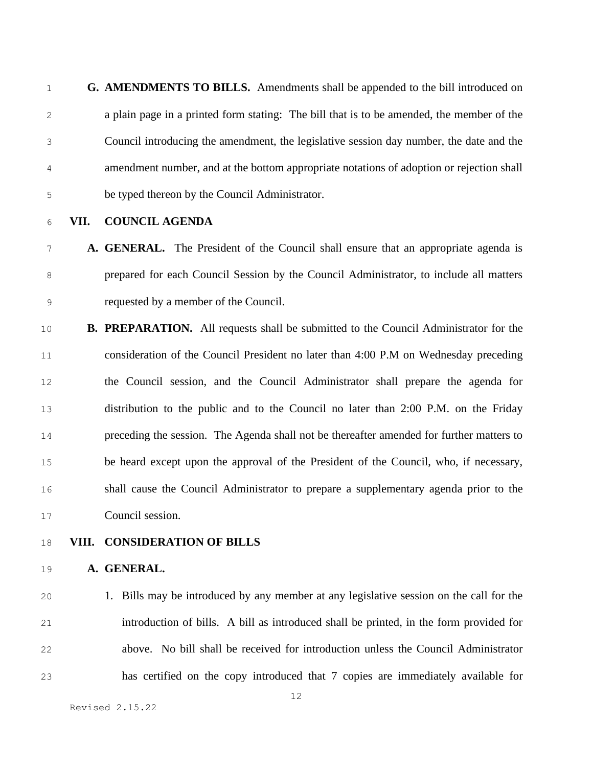**G. AMENDMENTS TO BILLS.** Amendments shall be appended to the bill introduced on a plain page in a printed form stating: The bill that is to be amended, the member of the Council introducing the amendment, the legislative session day number, the date and the amendment number, and at the bottom appropriate notations of adoption or rejection shall be typed thereon by the Council Administrator.

## VII. COUNCIL AGENDA

**A. GENERAL.** The President of the Council shall ensure that an appropriate agenda is prepared for each Council Session by the Council Administrator, to include all matters requested by a member of the Council.

**B. PREPARATION.** All requests shall be submitted to the Council Administrator for the consideration of the Council President no later than 4:00 P.M on Wednesday preceding the Council session, and the Council Administrator shall prepare the agenda for distribution to the public and to the Council no later than 2:00 P.M. on the Friday preceding the session. The Agenda shall not be thereafter amended for further matters to be heard except upon the approval of the President of the Council, who, if necessary, shall cause the Council Administrator to prepare a supplementary agenda prior to the Council session.

## VIII. CONSIDERATION OF BILLS

**A. GENERAL.**

1. Bills may be introduced by any member at any legislative session on the call for the introduction of bills. A bill as introduced shall be printed, in the form provided for above. No bill shall be received for introduction unless the Council Administrator has certified on the copy introduced that 7 copies are immediately available for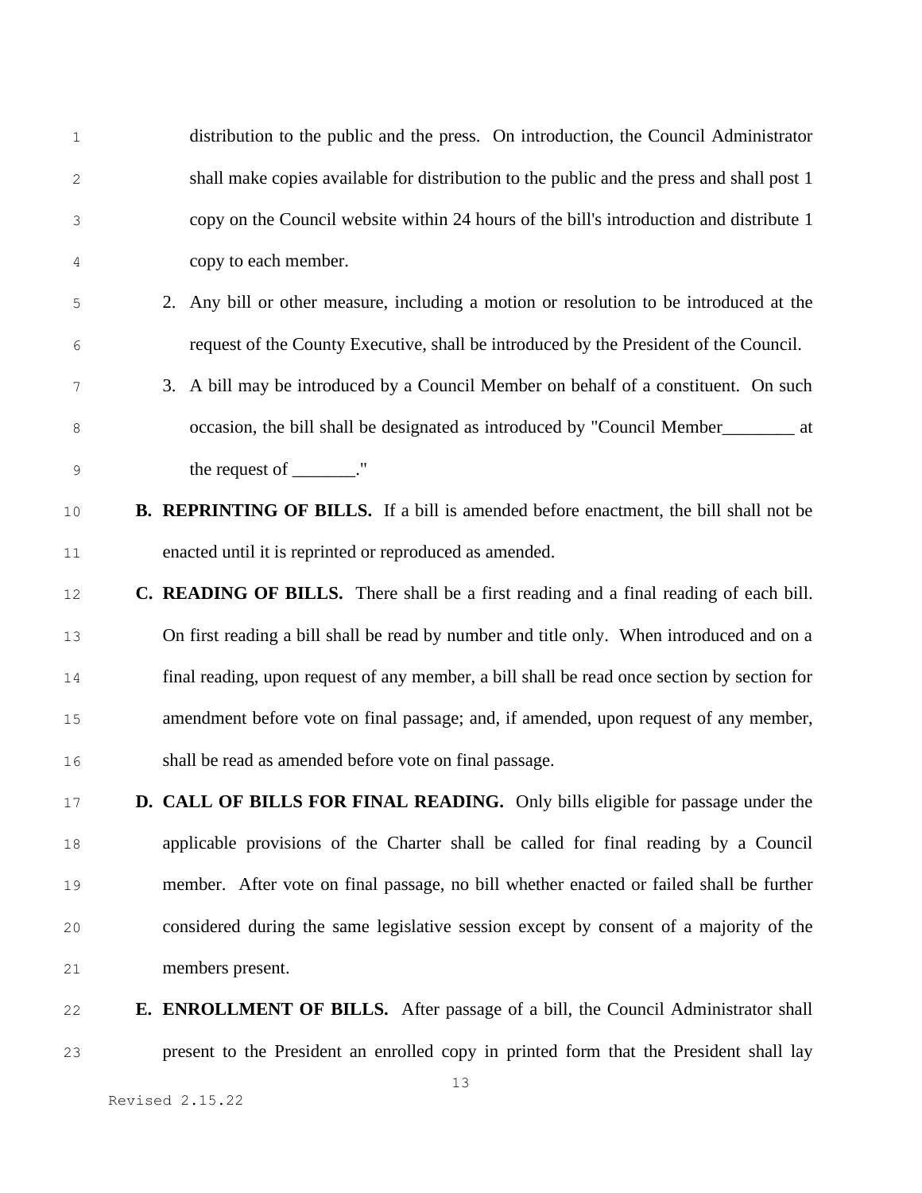distribution to the public and the press. On introduction, the Council Administrator shall make copies available for distribution to the public and the press and shall post 1 copy on the Council website within 24 hours of the bill's introduction and distribute 1 copy to each member.

2. Any bill or other measure, including a motion or resolution to be introduced at the request of the County Executive, shall be introduced by the President of the Council.

3. A bill may be introduced by a Council Member on behalf of a constituent. On such occasion, the bill shall be designated as introduced by "Council Member________ at the request of _______."

**B. REPRINTING OF BILLS.** If a bill is amended before enactment, the bill shall not be enacted until it is reprinted or reproduced as amended.

**C. READING OF BILLS.** There shall be a first reading and a final reading of each bill. On first reading a bill shall be read by number and title only. When introduced and on a final reading, upon request of any member, a bill shall be read once section by section for amendment before vote on final passage; and, if amended, upon request of any member, shall be read as amended before vote on final passage.

**D. CALL OF BILLS FOR FINAL READING.** Only bills eligible for passage under the applicable provisions of the Charter shall be called for final reading by a Council member. After vote on final passage, no bill whether enacted or failed shall be further considered during the same legislative session except by consent of a majority of the members present.

**E. ENROLLMENT OF BILLS.** After passage of a bill, the Council Administrator shall present to the President an enrolled copy in printed form that the President shall lay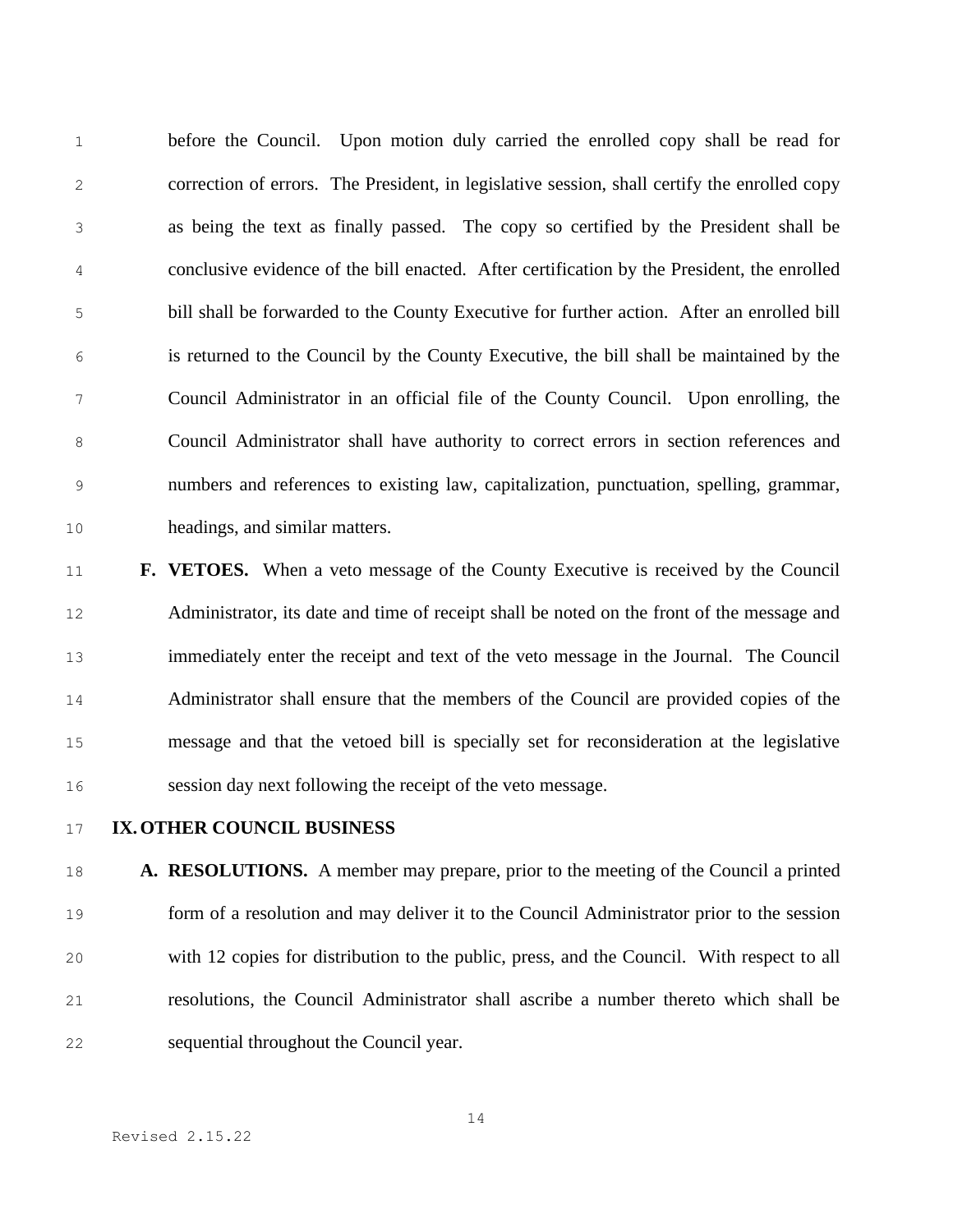before the Council. Upon motion duly carried the enrolled copy shall be read for correction of errors. The President, in legislative session, shall certify the enrolled copy as being the text as finally passed. The copy so certified by the President shall be conclusive evidence of the bill enacted. After certification by the President, the enrolled bill shall be forwarded to the County Executive for further action. After an enrolled bill is returned to the Council by the County Executive, the bill shall be maintained by the Council Administrator in an official file of the County Council. Upon enrolling, the Council Administrator shall have authority to correct errors in section references and numbers and references to existing law, capitalization, punctuation, spelling, grammar, headings, and similar matters.

**F. VETOES.** When a veto message of the County Executive is received by the Council Administrator, its date and time of receipt shall be noted on the front of the message and immediately enter the receipt and text of the veto message in the Journal. The Council Administrator shall ensure that the members of the Council are provided copies of the message and that the vetoed bill is specially set for reconsideration at the legislative session day next following the receipt of the veto message.

## IX. OTHER COUNCIL BUSINESS

**A. RESOLUTIONS.** A member may prepare, prior to the meeting of the Council a printed form of a resolution and may deliver it to the Council Administrator prior to the session with 12 copies for distribution to the public, press, and the Council. With respect to all resolutions, the Council Administrator shall ascribe a number thereto which shall be sequential throughout the Council year.

Revised 2.15.22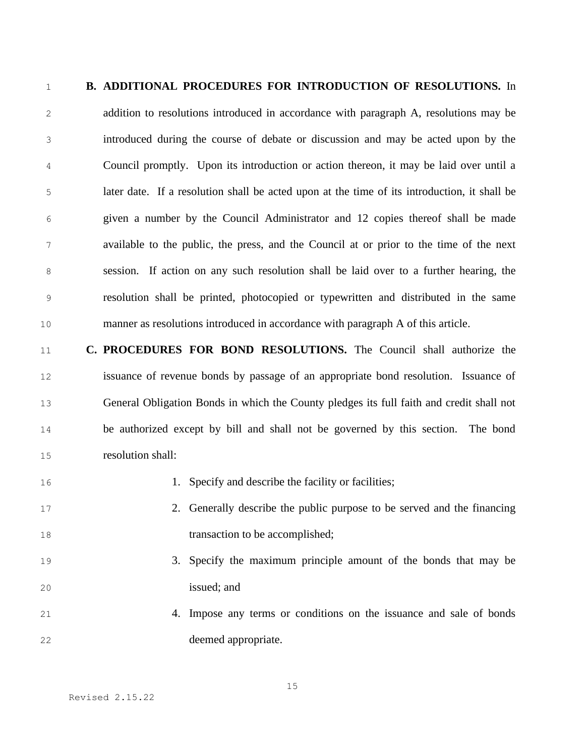**B. ADDITIONAL PROCEDURES FOR INTRODUCTION OF RESOLUTIONS.** In addition to resolutions introduced in accordance with paragraph A, resolutions may be introduced during the course of debate or discussion and may be acted upon by the Council promptly. Upon its introduction or action thereon, it may be laid over until a later date. If a resolution shall be acted upon at the time of its introduction, it shall be given a number by the Council Administrator and 12 copies thereof shall be made available to the public, the press, and the Council at or prior to the time of the next session. If action on any such resolution shall be laid over to a further hearing, the resolution shall be printed, photocopied or typewritten and distributed in the same manner as resolutions introduced in accordance with paragraph A of this article.

**C. PROCEDURES FOR BOND RESOLUTIONS.** The Council shall authorize the issuance of revenue bonds by passage of an appropriate bond resolution. Issuance of General Obligation Bonds in which the County pledges its full faith and credit shall not be authorized except by bill and shall not be governed by this section. The bond resolution shall:

1. Specify and describe the facility or facilities;
2. Generally describe the public purpose to be served and the financing transaction to be accomplished;
3. Specify the maximum principle amount of the bonds that may be issued; and
4. Impose any terms or conditions on the issuance and sale of bonds deemed appropriate.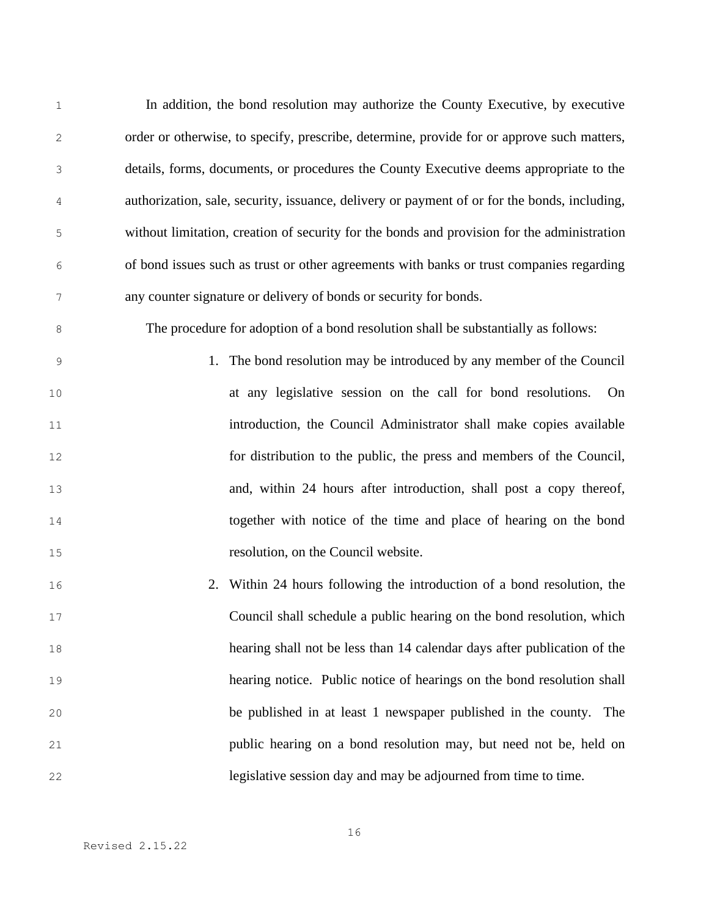In addition, the bond resolution may authorize the County Executive, by executive order or otherwise, to specify, prescribe, determine, provide for or approve such matters, details, forms, documents, or procedures the County Executive deems appropriate to the authorization, sale, security, issuance, delivery or payment of or for the bonds, including, without limitation, creation of security for the bonds and provision for the administration of bond issues such as trust or other agreements with banks or trust companies regarding any counter signature or delivery of bonds or security for bonds.

The procedure for adoption of a bond resolution shall be substantially as follows:

1. The bond resolution may be introduced by any member of the Council at any legislative session on the call for bond resolutions. On introduction, the Council Administrator shall make copies available for distribution to the public, the press and members of the Council, and, within 24 hours after introduction, shall post a copy thereof, together with notice of the time and place of hearing on the bond resolution, on the Council website.

2. Within 24 hours following the introduction of a bond resolution, the Council shall schedule a public hearing on the bond resolution, which hearing shall not be less than 14 calendar days after publication of the hearing notice. Public notice of hearings on the bond resolution shall be published in at least 1 newspaper published in the county. The public hearing on a bond resolution may, but need not be, held on legislative session day and may be adjourned from time to time.

Revised 2.15.22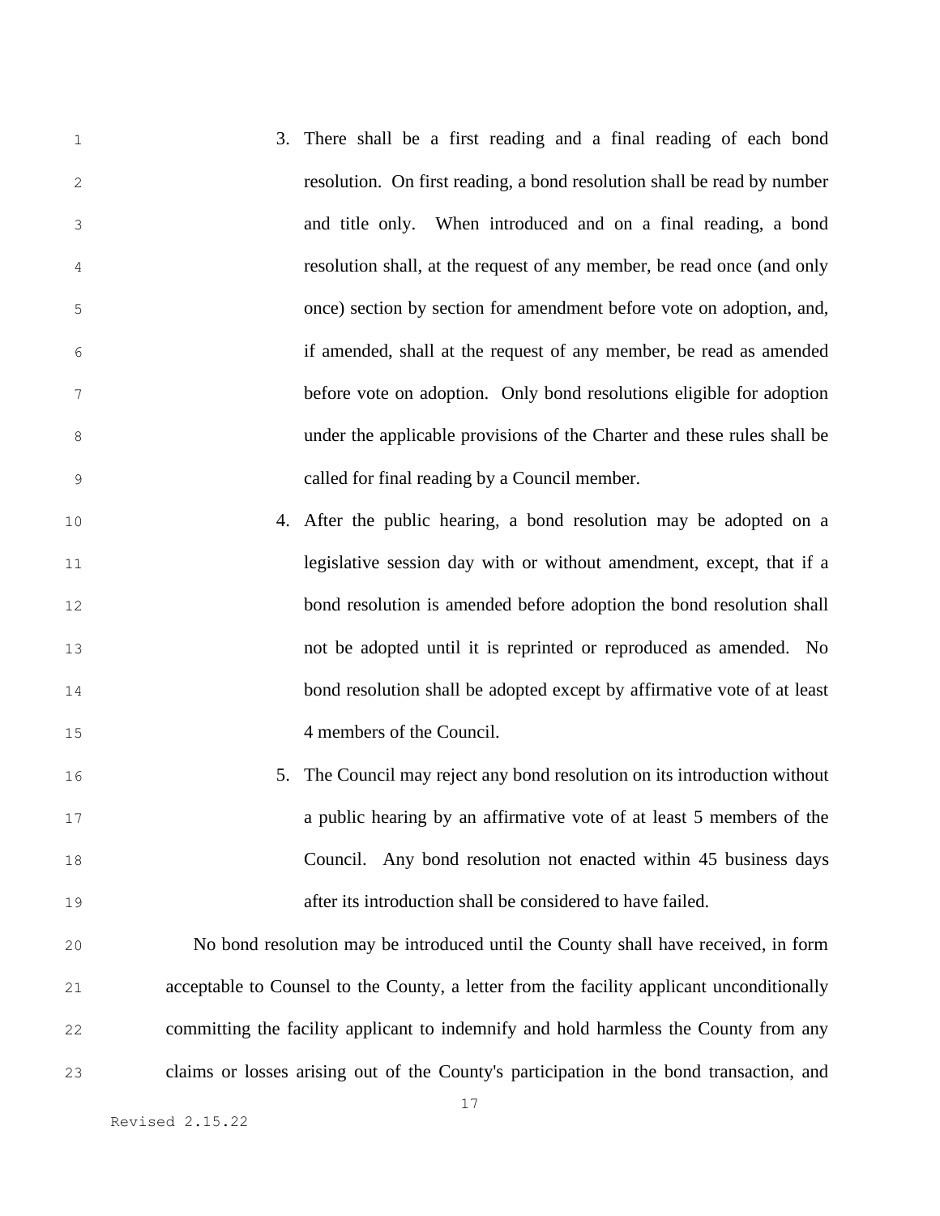3. There shall be a first reading and a final reading of each bond resolution. On first reading, a bond resolution shall be read by number and title only. When introduced and on a final reading, a bond resolution shall, at the request of any member, be read once (and only once) section by section for amendment before vote on adoption, and, if amended, shall at the request of any member, be read as amended before vote on adoption. Only bond resolutions eligible for adoption under the applicable provisions of the Charter and these rules shall be called for final reading by a Council member.

4. After the public hearing, a bond resolution may be adopted on a legislative session day with or without amendment, except, that if a bond resolution is amended before adoption the bond resolution shall not be adopted until it is reprinted or reproduced as amended. No bond resolution shall be adopted except by affirmative vote of at least 4 members of the Council.

5. The Council may reject any bond resolution on its introduction without a public hearing by an affirmative vote of at least 5 members of the Council. Any bond resolution not enacted within 45 business days after its introduction shall be considered to have failed.

No bond resolution may be introduced until the County shall have received, in form acceptable to Counsel to the County, a letter from the facility applicant unconditionally committing the facility applicant to indemnify and hold harmless the County from any claims or losses arising out of the County's participation in the bond transaction, and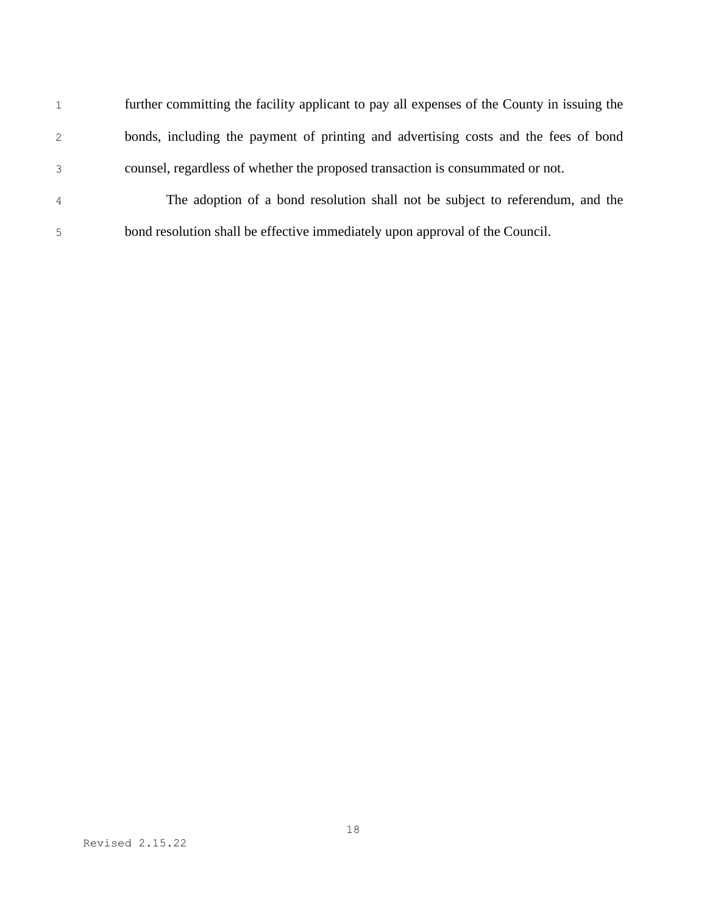further committing the facility applicant to pay all expenses of the County in issuing the bonds, including the payment of printing and advertising costs and the fees of bond counsel, regardless of whether the proposed transaction is consummated or not.

The adoption of a bond resolution shall not be subject to referendum, and the bond resolution shall be effective immediately upon approval of the Council.

Revised 2.15.22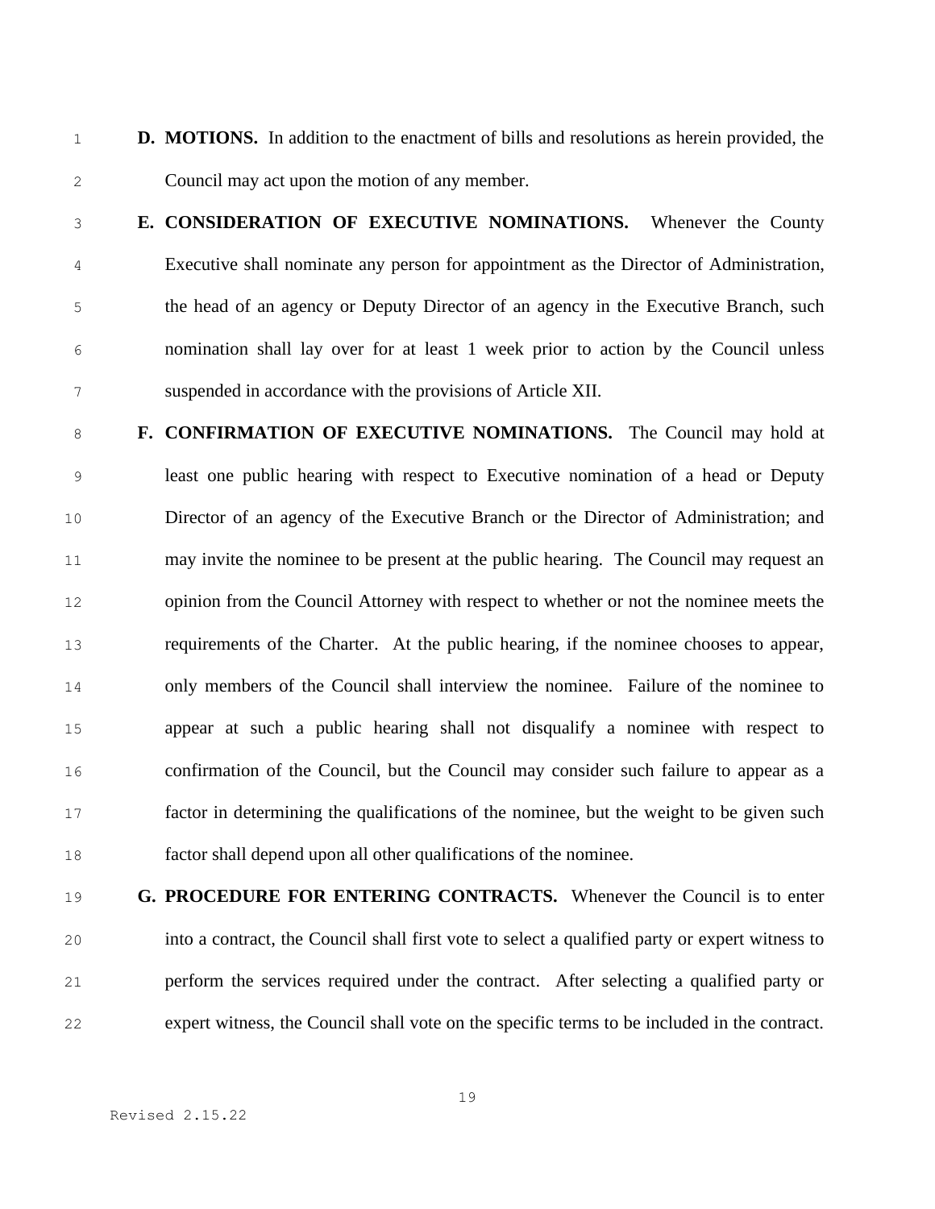**D. MOTIONS.** In addition to the enactment of bills and resolutions as herein provided, the Council may act upon the motion of any member.

**E. CONSIDERATION OF EXECUTIVE NOMINATIONS.** Whenever the County Executive shall nominate any person for appointment as the Director of Administration, the head of an agency or Deputy Director of an agency in the Executive Branch, such nomination shall lay over for at least 1 week prior to action by the Council unless suspended in accordance with the provisions of Article XII.

**F. CONFIRMATION OF EXECUTIVE NOMINATIONS.** The Council may hold at least one public hearing with respect to Executive nomination of a head or Deputy Director of an agency of the Executive Branch or the Director of Administration; and may invite the nominee to be present at the public hearing. The Council may request an opinion from the Council Attorney with respect to whether or not the nominee meets the requirements of the Charter. At the public hearing, if the nominee chooses to appear, only members of the Council shall interview the nominee. Failure of the nominee to appear at such a public hearing shall not disqualify a nominee with respect to confirmation of the Council, but the Council may consider such failure to appear as a factor in determining the qualifications of the nominee, but the weight to be given such factor shall depend upon all other qualifications of the nominee.

**G. PROCEDURE FOR ENTERING CONTRACTS.** Whenever the Council is to enter into a contract, the Council shall first vote to select a qualified party or expert witness to perform the services required under the contract. After selecting a qualified party or expert witness, the Council shall vote on the specific terms to be included in the contract.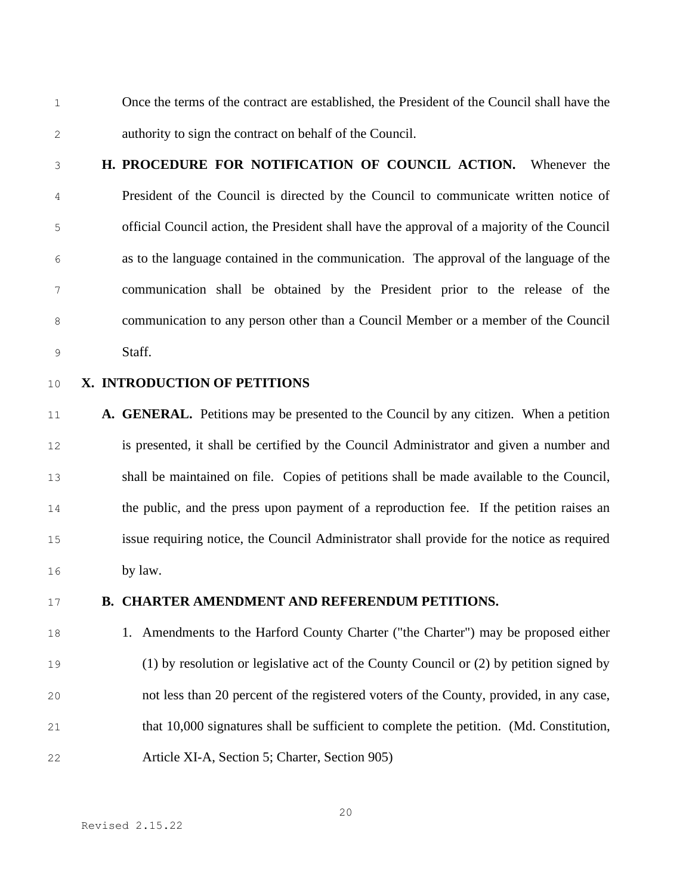Once the terms of the contract are established, the President of the Council shall have the authority to sign the contract on behalf of the Council.

**H. PROCEDURE FOR NOTIFICATION OF COUNCIL ACTION.** Whenever the President of the Council is directed by the Council to communicate written notice of official Council action, the President shall have the approval of a majority of the Council as to the language contained in the communication. The approval of the language of the communication shall be obtained by the President prior to the release of the communication to any person other than a Council Member or a member of the Council Staff.

## X. INTRODUCTION OF PETITIONS

**A. GENERAL.** Petitions may be presented to the Council by any citizen. When a petition is presented, it shall be certified by the Council Administrator and given a number and shall be maintained on file. Copies of petitions shall be made available to the Council, the public, and the press upon payment of a reproduction fee. If the petition raises an issue requiring notice, the Council Administrator shall provide for the notice as required by law.

**B. CHARTER AMENDMENT AND REFERENDUM PETITIONS.**

1. Amendments to the Harford County Charter ("the Charter") may be proposed either (1) by resolution or legislative act of the County Council or (2) by petition signed by not less than 20 percent of the registered voters of the County, provided, in any case, that 10,000 signatures shall be sufficient to complete the petition. (Md. Constitution, Article XI-A, Section 5; Charter, Section 905)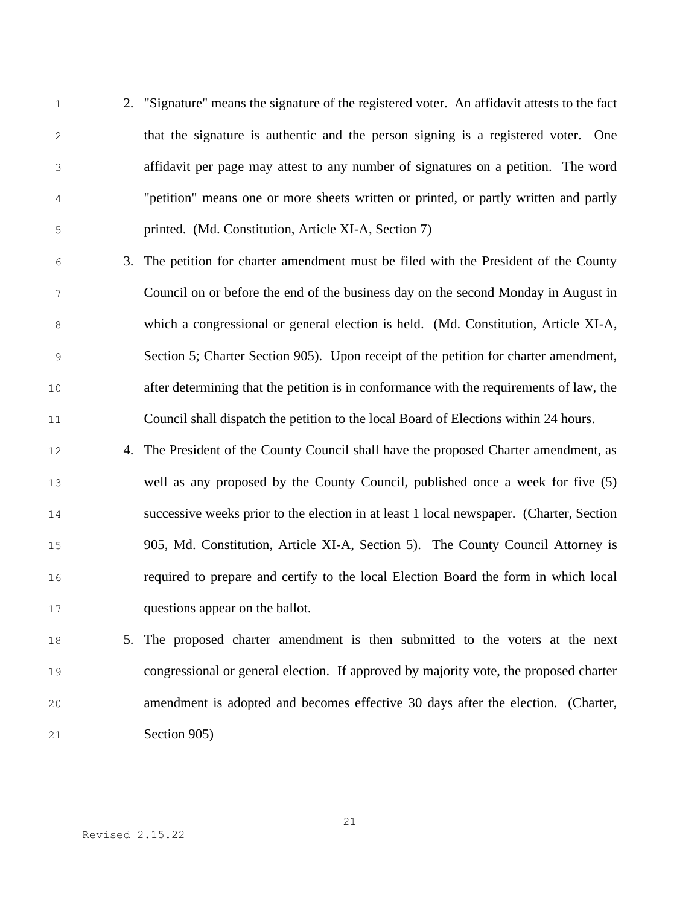2. "Signature" means the signature of the registered voter. An affidavit attests to the fact that the signature is authentic and the person signing is a registered voter. One affidavit per page may attest to any number of signatures on a petition. The word "petition" means one or more sheets written or printed, or partly written and partly printed. (Md. Constitution, Article XI-A, Section 7)

3. The petition for charter amendment must be filed with the President of the County Council on or before the end of the business day on the second Monday in August in which a congressional or general election is held. (Md. Constitution, Article XI-A, Section 5; Charter Section 905). Upon receipt of the petition for charter amendment, after determining that the petition is in conformance with the requirements of law, the Council shall dispatch the petition to the local Board of Elections within 24 hours.

4. The President of the County Council shall have the proposed Charter amendment, as well as any proposed by the County Council, published once a week for five (5) successive weeks prior to the election in at least 1 local newspaper. (Charter, Section 905, Md. Constitution, Article XI-A, Section 5). The County Council Attorney is required to prepare and certify to the local Election Board the form in which local questions appear on the ballot.

5. The proposed charter amendment is then submitted to the voters at the next congressional or general election. If approved by majority vote, the proposed charter amendment is adopted and becomes effective 30 days after the election. (Charter, Section 905)

Revised 2.15.22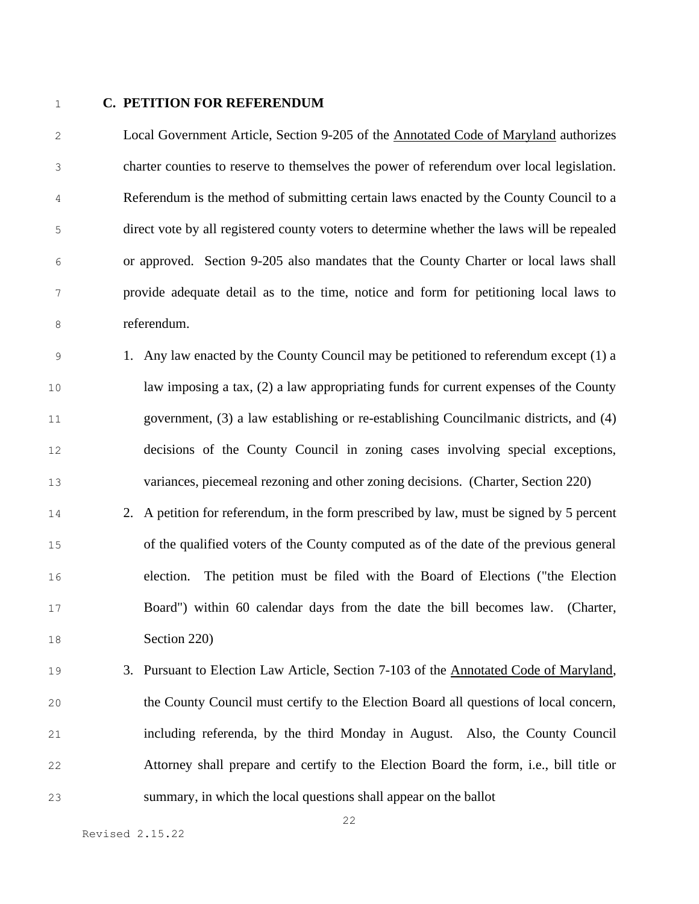### C. PETITION FOR REFERENDUM

Local Government Article, Section 9-205 of the Annotated Code of Maryland authorizes charter counties to reserve to themselves the power of referendum over local legislation. Referendum is the method of submitting certain laws enacted by the County Council to a direct vote by all registered county voters to determine whether the laws will be repealed or approved. Section 9-205 also mandates that the County Charter or local laws shall provide adequate detail as to the time, notice and form for petitioning local laws to referendum.

1. Any law enacted by the County Council may be petitioned to referendum except (1) a law imposing a tax, (2) a law appropriating funds for current expenses of the County government, (3) a law establishing or re-establishing Councilmanic districts, and (4) decisions of the County Council in zoning cases involving special exceptions, variances, piecemeal rezoning and other zoning decisions. (Charter, Section 220)
2. A petition for referendum, in the form prescribed by law, must be signed by 5 percent of the qualified voters of the County computed as of the date of the previous general election. The petition must be filed with the Board of Elections ("the Election Board") within 60 calendar days from the date the bill becomes law. (Charter, Section 220)
3. Pursuant to Election Law Article, Section 7-103 of the Annotated Code of Maryland, the County Council must certify to the Election Board all questions of local concern, including referenda, by the third Monday in August. Also, the County Council Attorney shall prepare and certify to the Election Board the form, i.e., bill title or summary, in which the local questions shall appear on the ballot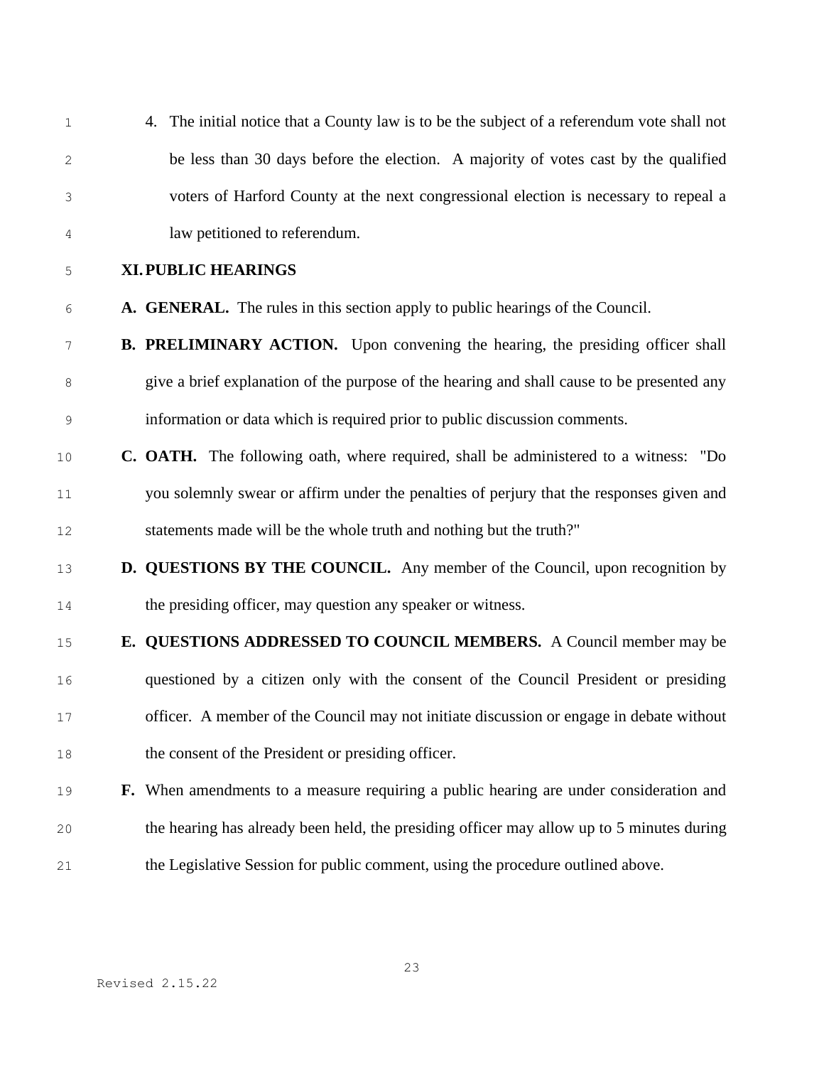4. The initial notice that a County law is to be the subject of a referendum vote shall not be less than 30 days before the election. A majority of votes cast by the qualified voters of Harford County at the next congressional election is necessary to repeal a law petitioned to referendum.

## XI. PUBLIC HEARINGS

**A. GENERAL.** The rules in this section apply to public hearings of the Council.

**B. PRELIMINARY ACTION.** Upon convening the hearing, the presiding officer shall give a brief explanation of the purpose of the hearing and shall cause to be presented any information or data which is required prior to public discussion comments.

**C. OATH.** The following oath, where required, shall be administered to a witness: "Do you solemnly swear or affirm under the penalties of perjury that the responses given and statements made will be the whole truth and nothing but the truth?"

**D. QUESTIONS BY THE COUNCIL.** Any member of the Council, upon recognition by the presiding officer, may question any speaker or witness.

**E. QUESTIONS ADDRESSED TO COUNCIL MEMBERS.** A Council member may be questioned by a citizen only with the consent of the Council President or presiding officer. A member of the Council may not initiate discussion or engage in debate without the consent of the President or presiding officer.

**F.** When amendments to a measure requiring a public hearing are under consideration and the hearing has already been held, the presiding officer may allow up to 5 minutes during the Legislative Session for public comment, using the procedure outlined above.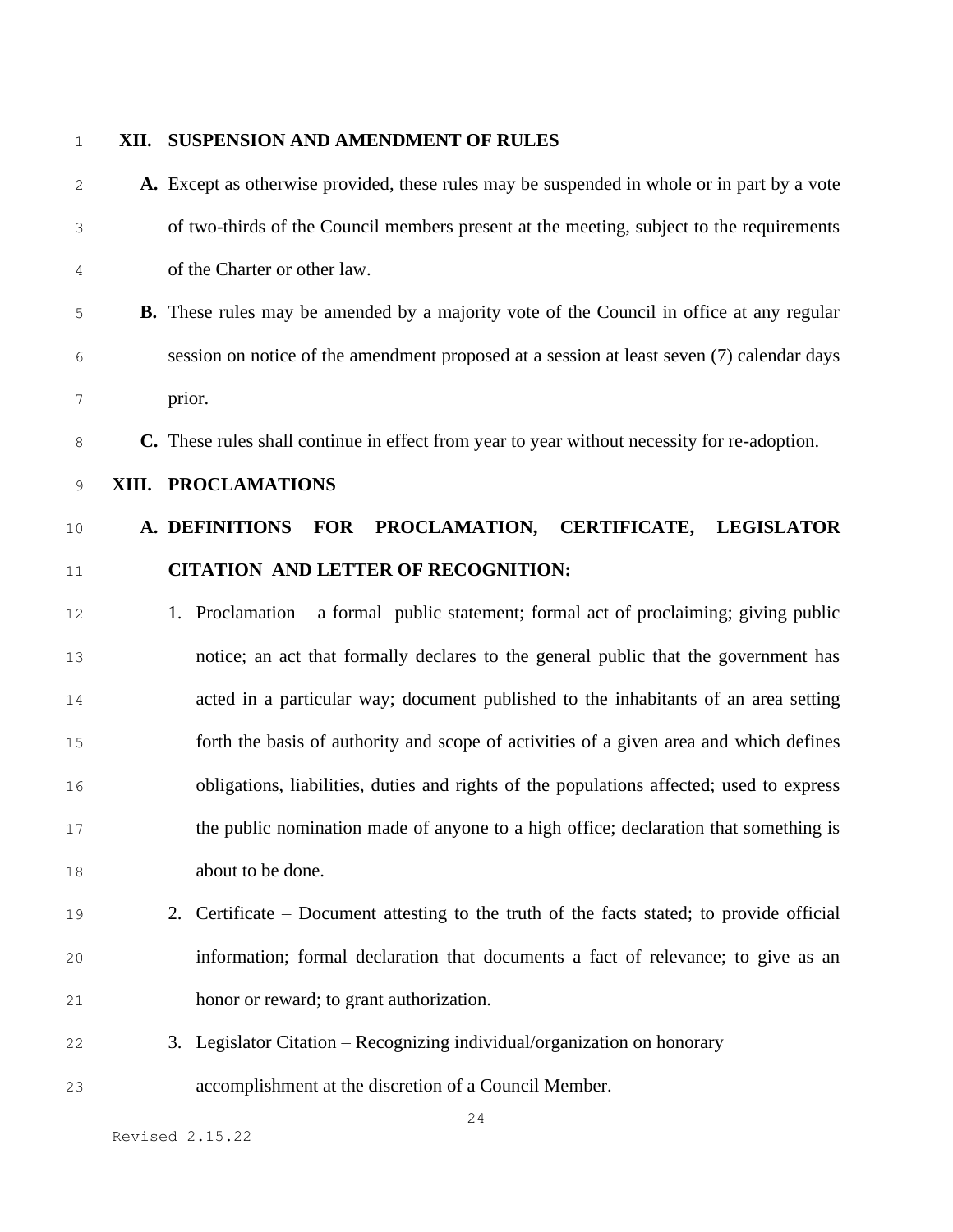## XII. SUSPENSION AND AMENDMENT OF RULES

**A.** Except as otherwise provided, these rules may be suspended in whole or in part by a vote of two-thirds of the Council members present at the meeting, subject to the requirements of the Charter or other law.

**B.** These rules may be amended by a majority vote of the Council in office at any regular session on notice of the amendment proposed at a session at least seven (7) calendar days prior.

**C.** These rules shall continue in effect from year to year without necessity for re-adoption.

## XIII. PROCLAMATIONS

### A. DEFINITIONS FOR PROCLAMATION, CERTIFICATE, LEGISLATOR CITATION AND LETTER OF RECOGNITION:

1. Proclamation – a formal public statement; formal act of proclaiming; giving public notice; an act that formally declares to the general public that the government has acted in a particular way; document published to the inhabitants of an area setting forth the basis of authority and scope of activities of a given area and which defines obligations, liabilities, duties and rights of the populations affected; used to express the public nomination made of anyone to a high office; declaration that something is about to be done.
2. Certificate – Document attesting to the truth of the facts stated; to provide official information; formal declaration that documents a fact of relevance; to give as an honor or reward; to grant authorization.
3. Legislator Citation – Recognizing individual/organization on honorary accomplishment at the discretion of a Council Member.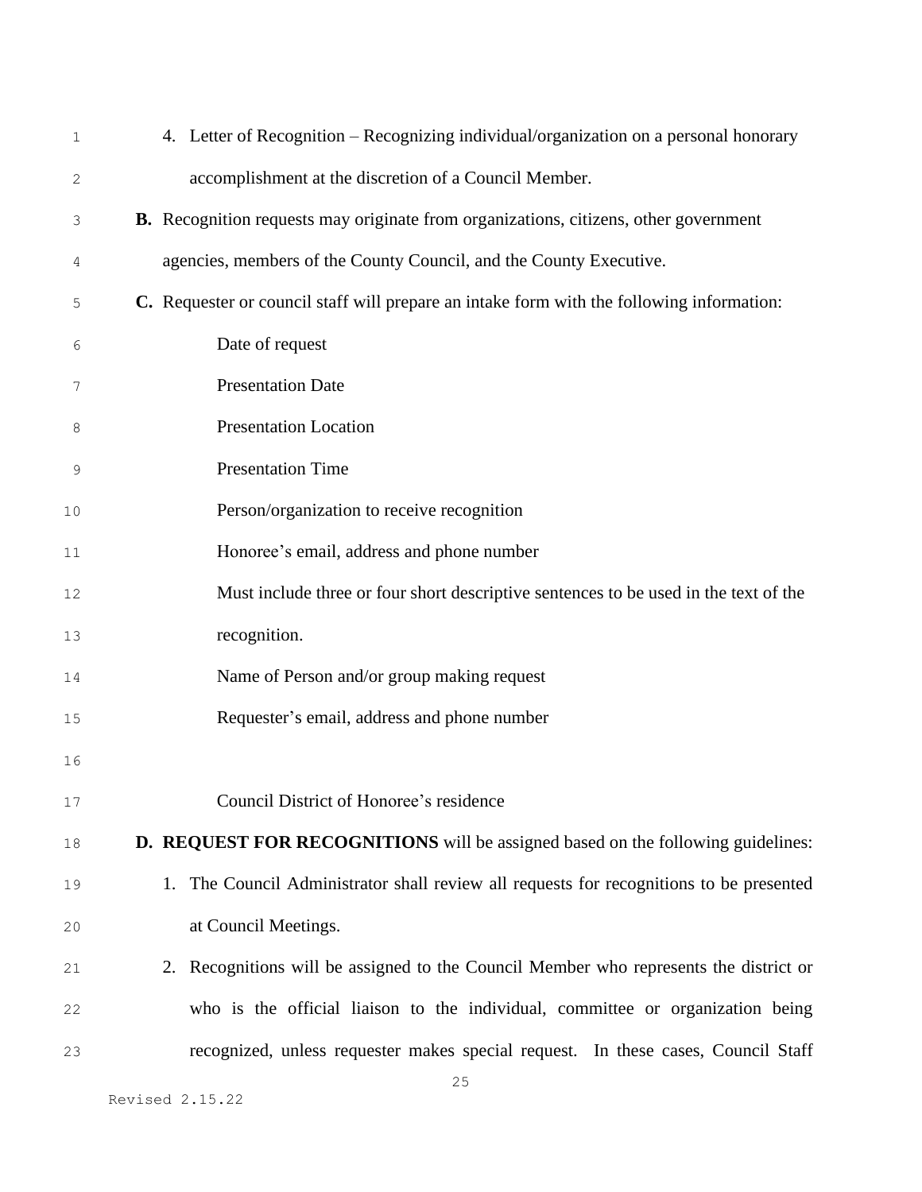4. Letter of Recognition – Recognizing individual/organization on a personal honorary accomplishment at the discretion of a Council Member.

**B.** Recognition requests may originate from organizations, citizens, other government agencies, members of the County Council, and the County Executive.

**C.** Requester or council staff will prepare an intake form with the following information:

Date of request

Presentation Date

Presentation Location

Presentation Time

Person/organization to receive recognition

Honoree's email, address and phone number

Must include three or four short descriptive sentences to be used in the text of the recognition.

Name of Person and/or group making request

Requester's email, address and phone number

Council District of Honoree's residence

**D. REQUEST FOR RECOGNITIONS** will be assigned based on the following guidelines:

1. The Council Administrator shall review all requests for recognitions to be presented at Council Meetings.
2. Recognitions will be assigned to the Council Member who represents the district or who is the official liaison to the individual, committee or organization being recognized, unless requester makes special request. In these cases, Council Staff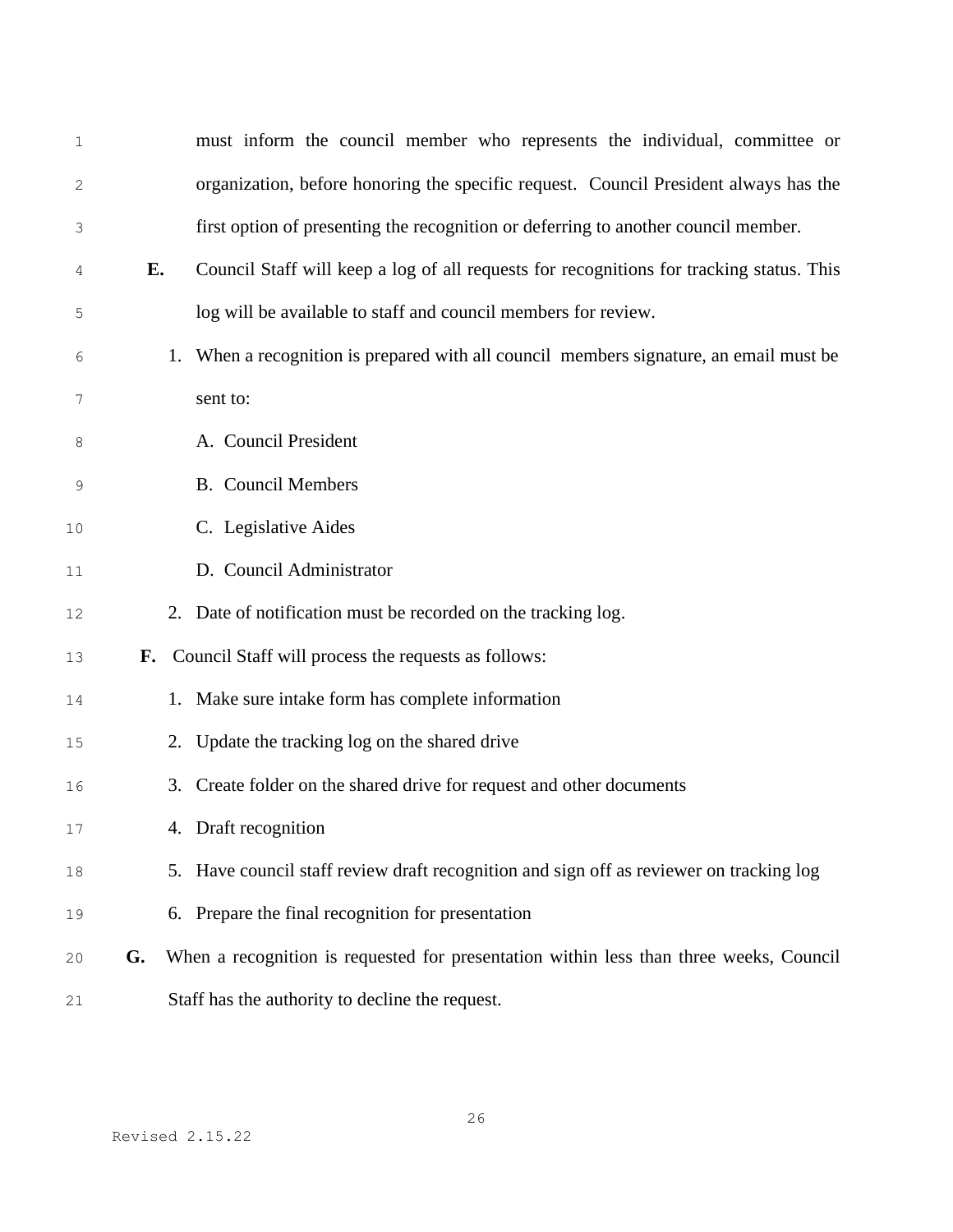must inform the council member who represents the individual, committee or organization, before honoring the specific request. Council President always has the first option of presenting the recognition or deferring to another council member.

**E.** Council Staff will keep a log of all requests for recognitions for tracking status. This log will be available to staff and council members for review.

1. When a recognition is prepared with all council members signature, an email must be sent to:
   - A. Council President
   - B. Council Members
   - C. Legislative Aides
   - D. Council Administrator
2. Date of notification must be recorded on the tracking log.

**F.** Council Staff will process the requests as follows:

1. Make sure intake form has complete information
2. Update the tracking log on the shared drive
3. Create folder on the shared drive for request and other documents
4. Draft recognition
5. Have council staff review draft recognition and sign off as reviewer on tracking log
6. Prepare the final recognition for presentation

**G.** When a recognition is requested for presentation within less than three weeks, Council Staff has the authority to decline the request.

Revised 2.15.22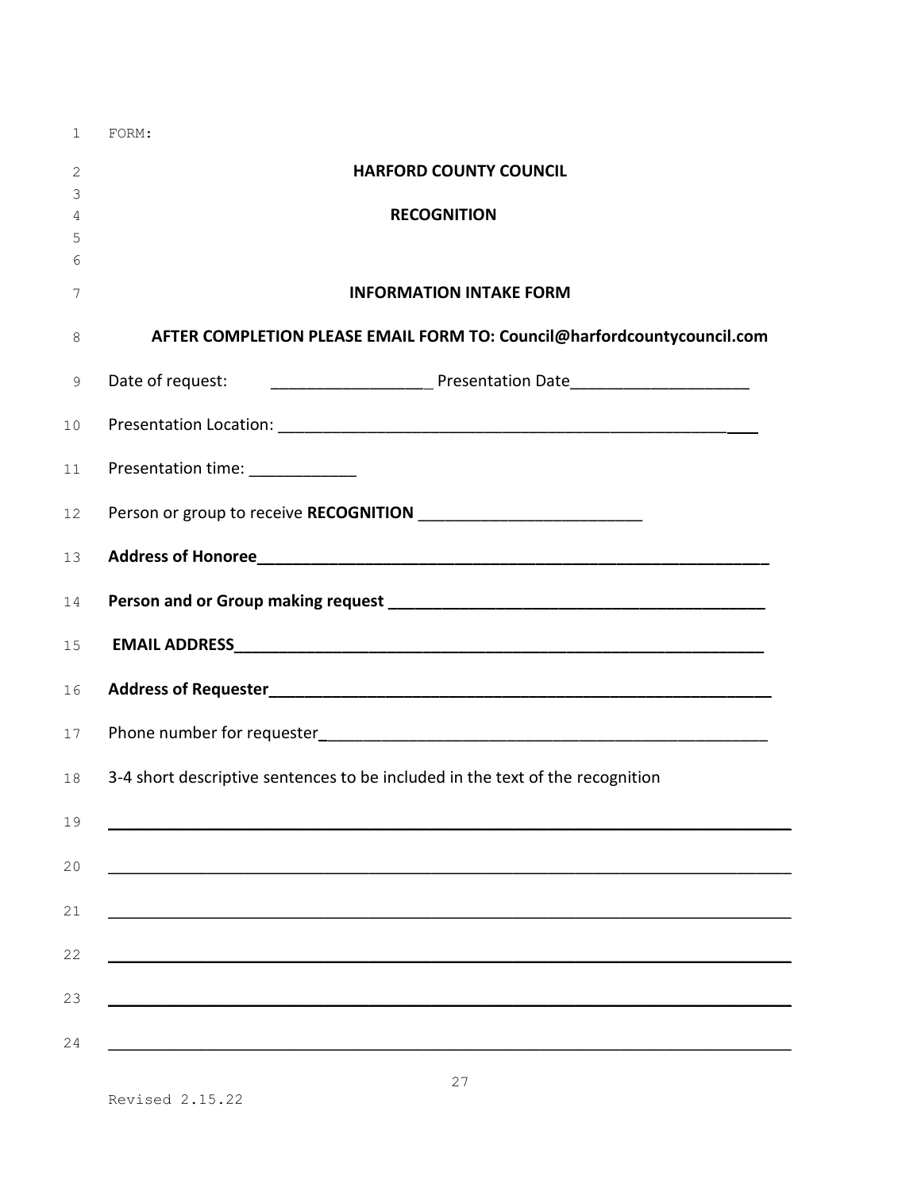FORM:

**HARFORD COUNTY COUNCIL**

**RECOGNITION**

**INFORMATION INTAKE FORM**

**AFTER COMPLETION PLEASE EMAIL FORM TO: Council@harfordcountycouncil.com**

Date of request: __________________ Presentation Date____________________

Presentation Location: ___________________________________________________

Presentation time: ____________

Person or group to receive **RECOGNITION** _________________________

**Address of Honoree**__________________________________________________________

**Person and or Group making request** ________________________________________

**EMAIL ADDRESS**____________________________________________________________

**Address of Requester**_______________________________________________________

Phone number for requester___________________________________________________

3-4 short descriptive sentences to be included in the text of the recognition

_____________________________________________________________________________

_____________________________________________________________________________

_____________________________________________________________________________

_____________________________________________________________________________

_____________________________________________________________________________

_____________________________________________________________________________

Revised 2.15.22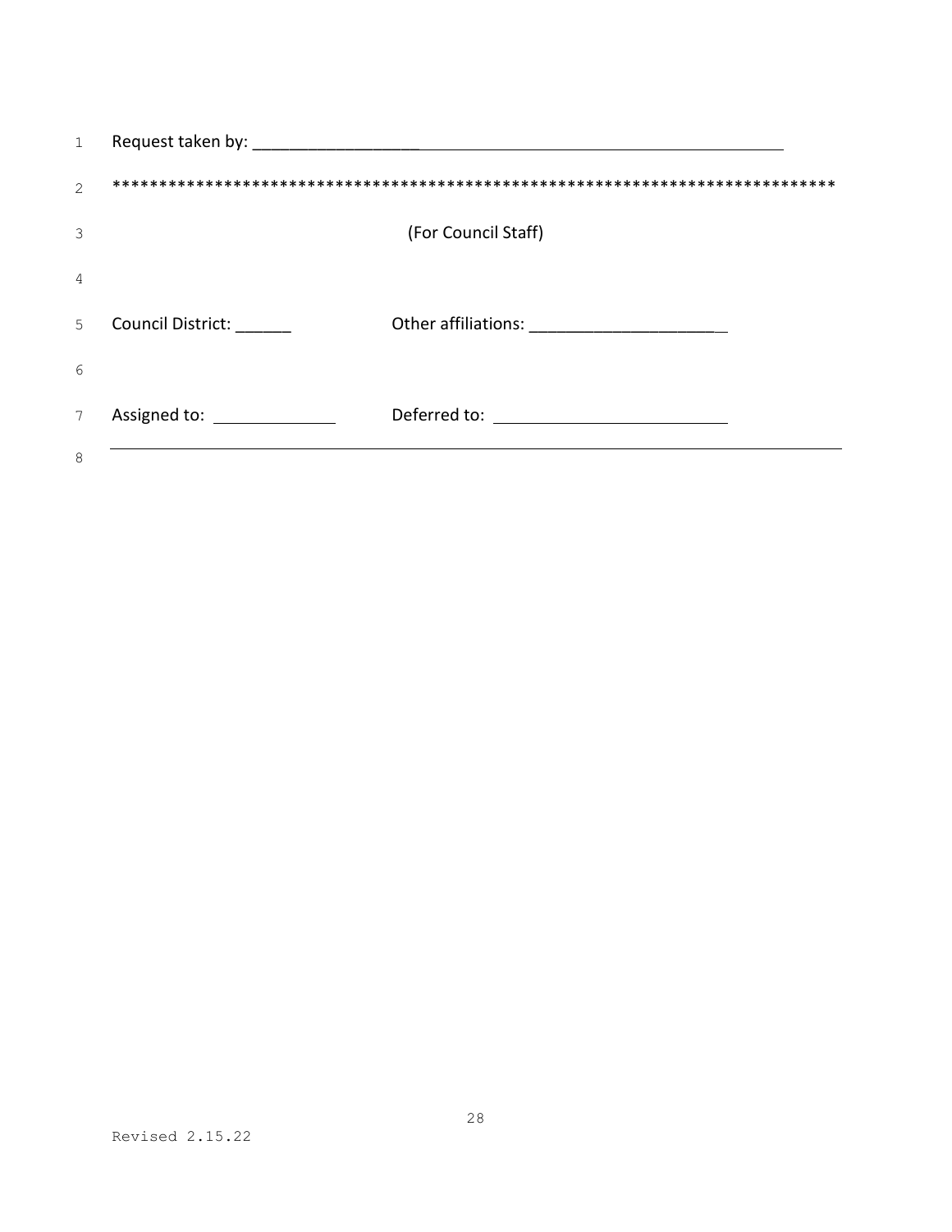Request taken by: ___________________________________________________________

******************************************************************************

(For Council Staff)

Council District: ______ Other affiliations: _____________________

Assigned to: ______________ Deferred to: __________________________

---

Revised 2.15.22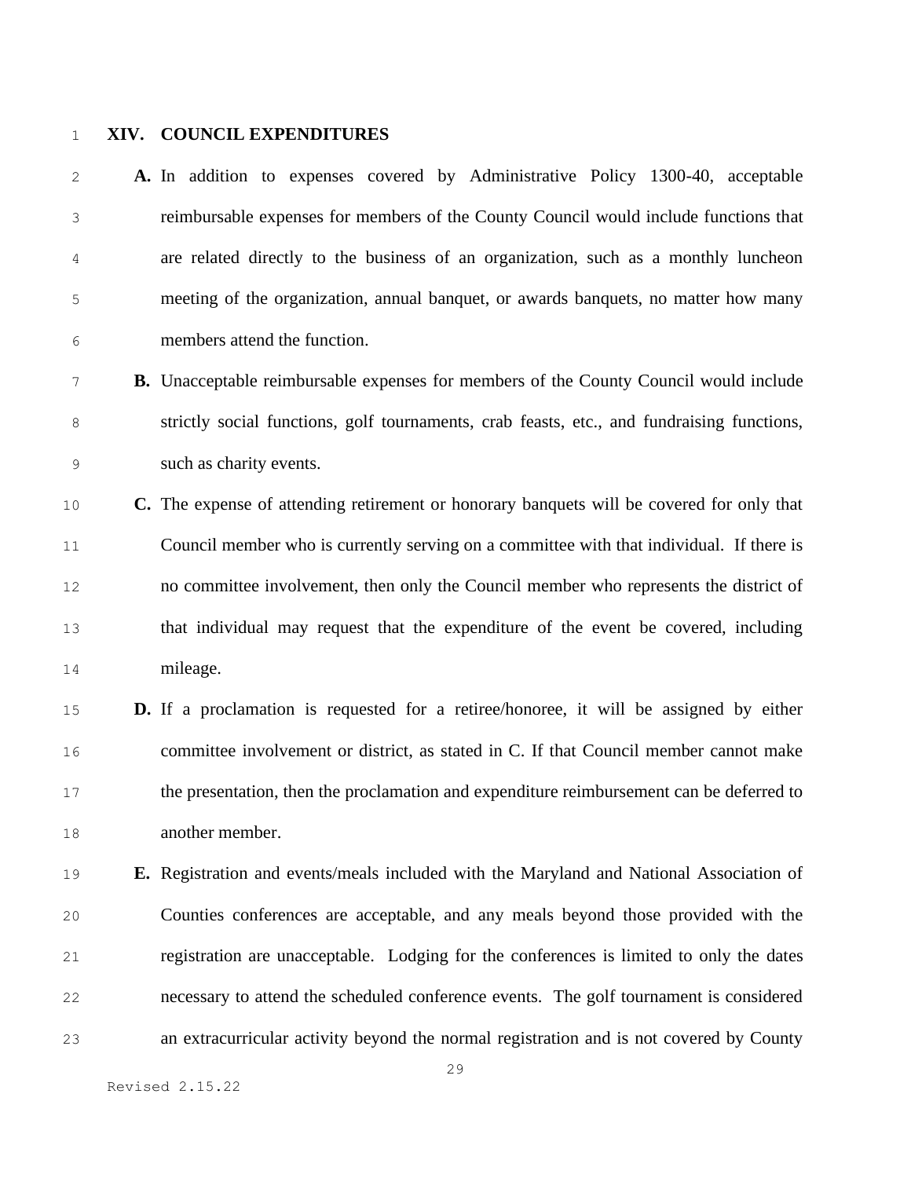## XIV. COUNCIL EXPENDITURES

**A.** In addition to expenses covered by Administrative Policy 1300-40, acceptable reimbursable expenses for members of the County Council would include functions that are related directly to the business of an organization, such as a monthly luncheon meeting of the organization, annual banquet, or awards banquets, no matter how many members attend the function.

**B.** Unacceptable reimbursable expenses for members of the County Council would include strictly social functions, golf tournaments, crab feasts, etc., and fundraising functions, such as charity events.

**C.** The expense of attending retirement or honorary banquets will be covered for only that Council member who is currently serving on a committee with that individual. If there is no committee involvement, then only the Council member who represents the district of that individual may request that the expenditure of the event be covered, including mileage.

**D.** If a proclamation is requested for a retiree/honoree, it will be assigned by either committee involvement or district, as stated in C. If that Council member cannot make the presentation, then the proclamation and expenditure reimbursement can be deferred to another member.

**E.** Registration and events/meals included with the Maryland and National Association of Counties conferences are acceptable, and any meals beyond those provided with the registration are unacceptable. Lodging for the conferences is limited to only the dates necessary to attend the scheduled conference events. The golf tournament is considered an extracurricular activity beyond the normal registration and is not covered by County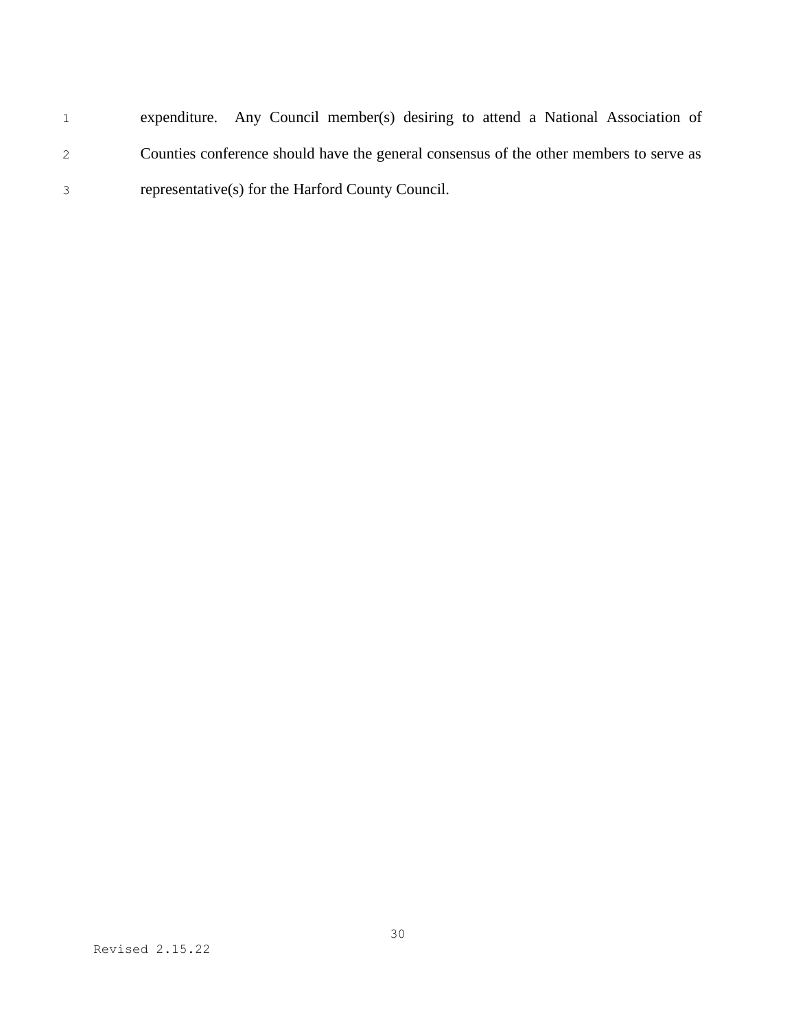expenditure. Any Council member(s) desiring to attend a National Association of Counties conference should have the general consensus of the other members to serve as representative(s) for the Harford County Council.

Revised 2.15.22